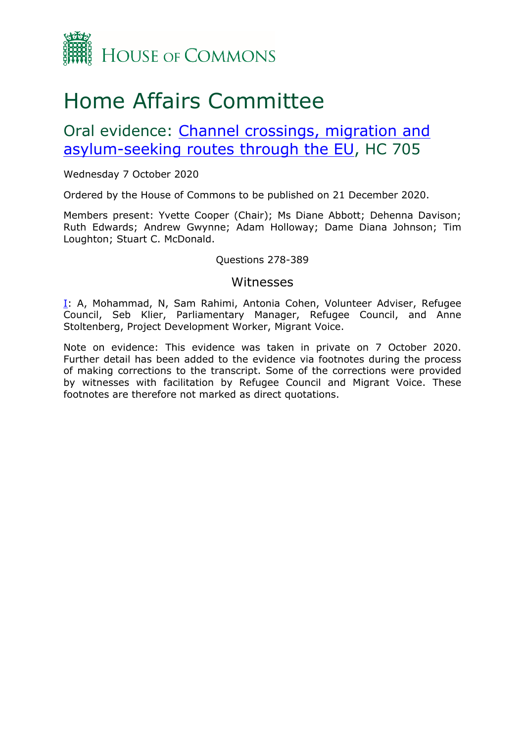HOUSE OF COMMONS

# Home Affairs Committee

## Oral evidence: [Channel crossings, migration and asylum-seeking routes through the EU](), HC 705

Wednesday 7 October 2020

Ordered by the House of Commons to be published on 21 December 2020.

Members present: Yvette Cooper (Chair); Ms Diane Abbott; Dehenna Davison; Ruth Edwards; Andrew Gwynne; Adam Holloway; Dame Diana Johnson; Tim Loughton; Stuart C. McDonald.

Questions 278-389

### Witnesses

[I](): A, Mohammad, N, Sam Rahimi, Antonia Cohen, Volunteer Adviser, Refugee Council, Seb Klier, Parliamentary Manager, Refugee Council, and Anne Stoltenberg, Project Development Worker, Migrant Voice.

Note on evidence: This evidence was taken in private on 7 October 2020. Further detail has been added to the evidence via footnotes during the process of making corrections to the transcript. Some of the corrections were provided by witnesses with facilitation by Refugee Council and Migrant Voice. These footnotes are therefore not marked as direct quotations.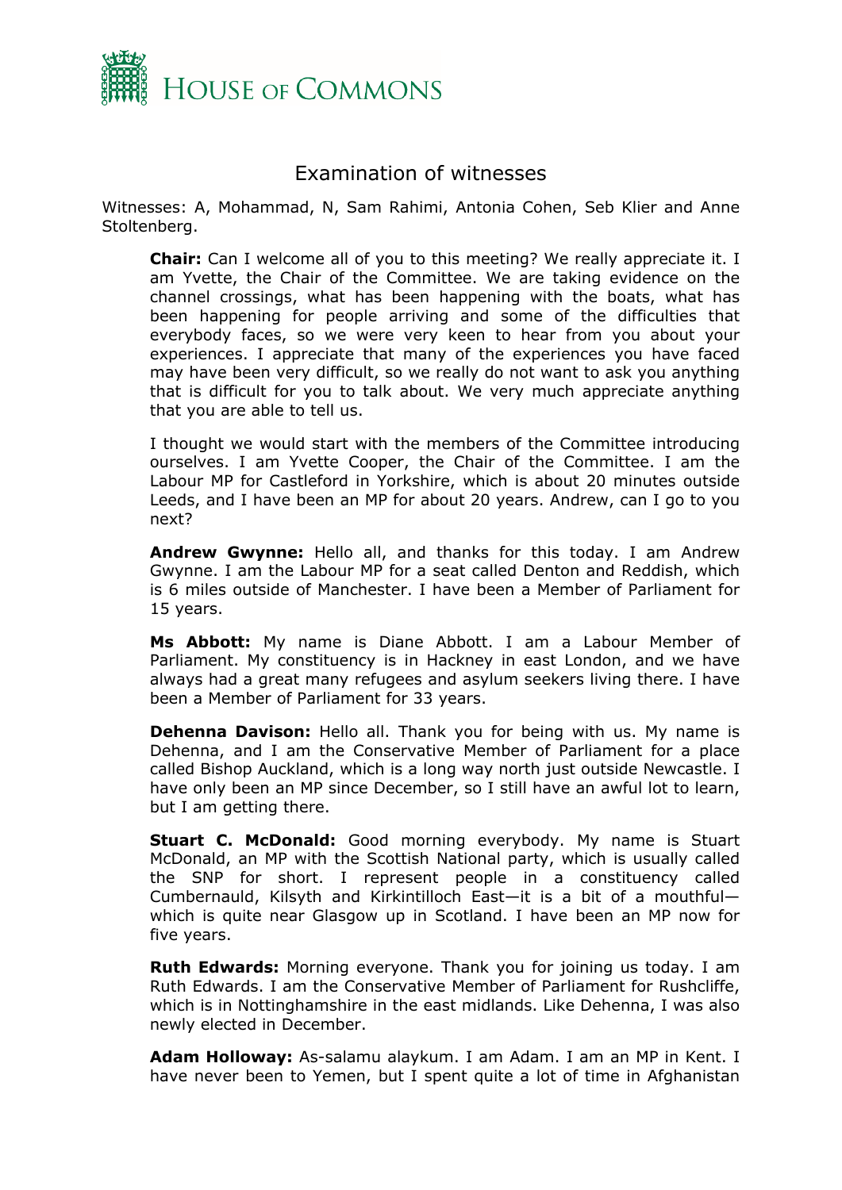# Examination of witnesses

Witnesses: A, Mohammad, N, Sam Rahimi, Antonia Cohen, Seb Klier and Anne Stoltenberg.

**Chair:** Can I welcome all of you to this meeting? We really appreciate it. I am Yvette, the Chair of the Committee. We are taking evidence on the channel crossings, what has been happening with the boats, what has been happening for people arriving and some of the difficulties that everybody faces, so we were very keen to hear from you about your experiences. I appreciate that many of the experiences you have faced may have been very difficult, so we really do not want to ask you anything that is difficult for you to talk about. We very much appreciate anything that you are able to tell us.

I thought we would start with the members of the Committee introducing ourselves. I am Yvette Cooper, the Chair of the Committee. I am the Labour MP for Castleford in Yorkshire, which is about 20 minutes outside Leeds, and I have been an MP for about 20 years. Andrew, can I go to you next?

**Andrew Gwynne:** Hello all, and thanks for this today. I am Andrew Gwynne. I am the Labour MP for a seat called Denton and Reddish, which is 6 miles outside of Manchester. I have been a Member of Parliament for 15 years.

**Ms Abbott:** My name is Diane Abbott. I am a Labour Member of Parliament. My constituency is in Hackney in east London, and we have always had a great many refugees and asylum seekers living there. I have been a Member of Parliament for 33 years.

**Dehenna Davison:** Hello all. Thank you for being with us. My name is Dehenna, and I am the Conservative Member of Parliament for a place called Bishop Auckland, which is a long way north just outside Newcastle. I have only been an MP since December, so I still have an awful lot to learn, but I am getting there.

**Stuart C. McDonald:** Good morning everybody. My name is Stuart McDonald, an MP with the Scottish National party, which is usually called the SNP for short. I represent people in a constituency called Cumbernauld, Kilsyth and Kirkintilloch East—it is a bit of a mouthful—which is quite near Glasgow up in Scotland. I have been an MP now for five years.

**Ruth Edwards:** Morning everyone. Thank you for joining us today. I am Ruth Edwards. I am the Conservative Member of Parliament for Rushcliffe, which is in Nottinghamshire in the east midlands. Like Dehenna, I was also newly elected in December.

**Adam Holloway:** As-salamu alaykum. I am Adam. I am an MP in Kent. I have never been to Yemen, but I spent quite a lot of time in Afghanistan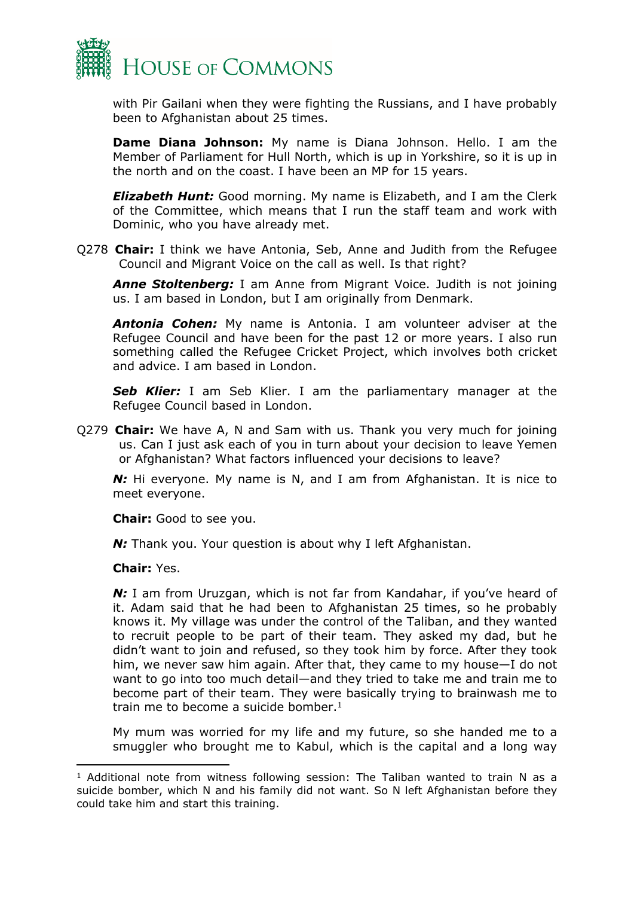with Pir Gailani when they were fighting the Russians, and I have probably been to Afghanistan about 25 times.

**Dame Diana Johnson:** My name is Diana Johnson. Hello. I am the Member of Parliament for Hull North, which is up in Yorkshire, so it is up in the north and on the coast. I have been an MP for 15 years.

***Elizabeth Hunt:*** Good morning. My name is Elizabeth, and I am the Clerk of the Committee, which means that I run the staff team and work with Dominic, who you have already met.

Q278 **Chair:** I think we have Antonia, Seb, Anne and Judith from the Refugee Council and Migrant Voice on the call as well. Is that right?

***Anne Stoltenberg:*** I am Anne from Migrant Voice. Judith is not joining us. I am based in London, but I am originally from Denmark.

***Antonia Cohen:*** My name is Antonia. I am volunteer adviser at the Refugee Council and have been for the past 12 or more years. I also run something called the Refugee Cricket Project, which involves both cricket and advice. I am based in London.

***Seb Klier:*** I am Seb Klier. I am the parliamentary manager at the Refugee Council based in London.

Q279 **Chair:** We have A, N and Sam with us. Thank you very much for joining us. Can I just ask each of you in turn about your decision to leave Yemen or Afghanistan? What factors influenced your decisions to leave?

***N:*** Hi everyone. My name is N, and I am from Afghanistan. It is nice to meet everyone.

**Chair:** Good to see you.

***N:*** Thank you. Your question is about why I left Afghanistan.

**Chair:** Yes.

***N:*** I am from Uruzgan, which is not far from Kandahar, if you've heard of it. Adam said that he had been to Afghanistan 25 times, so he probably knows it. My village was under the control of the Taliban, and they wanted to recruit people to be part of their team. They asked my dad, but he didn't want to join and refused, so they took him by force. After they took him, we never saw him again. After that, they came to my house—I do not want to go into too much detail—and they tried to take me and train me to become part of their team. They were basically trying to brainwash me to train me to become a suicide bomber.[1]

My mum was worried for my life and my future, so she handed me to a smuggler who brought me to Kabul, which is the capital and a long way

[1] Additional note from witness following session: The Taliban wanted to train N as a suicide bomber, which N and his family did not want. So N left Afghanistan before they could take him and start this training.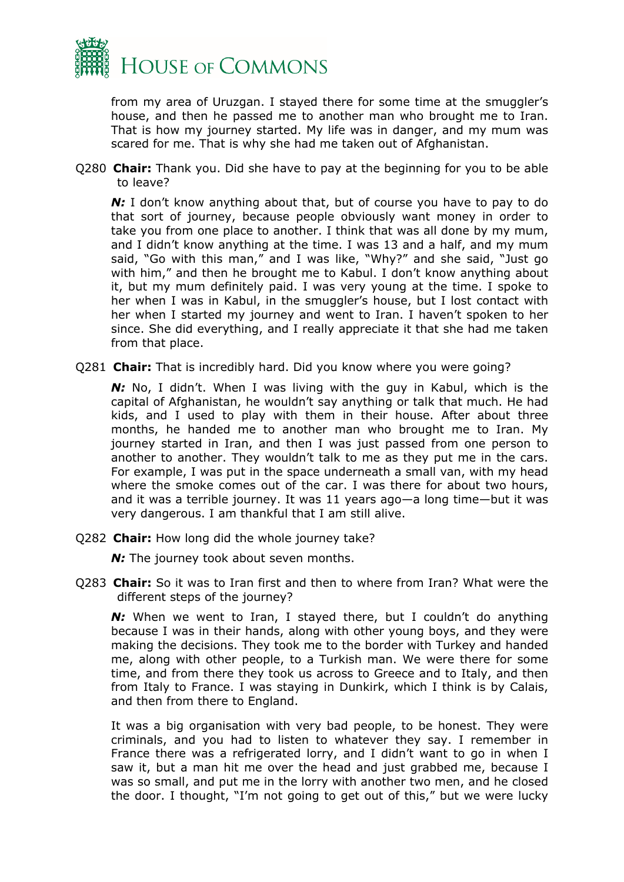from my area of Uruzgan. I stayed there for some time at the smuggler's house, and then he passed me to another man who brought me to Iran. That is how my journey started. My life was in danger, and my mum was scared for me. That is why she had me taken out of Afghanistan.

Q280 **Chair:** Thank you. Did she have to pay at the beginning for you to be able to leave?

***N:*** I don't know anything about that, but of course you have to pay to do that sort of journey, because people obviously want money in order to take you from one place to another. I think that was all done by my mum, and I didn't know anything at the time. I was 13 and a half, and my mum said, "Go with this man," and I was like, "Why?" and she said, "Just go with him," and then he brought me to Kabul. I don't know anything about it, but my mum definitely paid. I was very young at the time. I spoke to her when I was in Kabul, in the smuggler's house, but I lost contact with her when I started my journey and went to Iran. I haven't spoken to her since. She did everything, and I really appreciate it that she had me taken from that place.

Q281 **Chair:** That is incredibly hard. Did you know where you were going?

***N:*** No, I didn't. When I was living with the guy in Kabul, which is the capital of Afghanistan, he wouldn't say anything or talk that much. He had kids, and I used to play with them in their house. After about three months, he handed me to another man who brought me to Iran. My journey started in Iran, and then I was just passed from one person to another to another. They wouldn't talk to me as they put me in the cars. For example, I was put in the space underneath a small van, with my head where the smoke comes out of the car. I was there for about two hours, and it was a terrible journey. It was 11 years ago—a long time—but it was very dangerous. I am thankful that I am still alive.

Q282 **Chair:** How long did the whole journey take?

***N:*** The journey took about seven months.

Q283 **Chair:** So it was to Iran first and then to where from Iran? What were the different steps of the journey?

***N:*** When we went to Iran, I stayed there, but I couldn't do anything because I was in their hands, along with other young boys, and they were making the decisions. They took me to the border with Turkey and handed me, along with other people, to a Turkish man. We were there for some time, and from there they took us across to Greece and to Italy, and then from Italy to France. I was staying in Dunkirk, which I think is by Calais, and then from there to England.

It was a big organisation with very bad people, to be honest. They were criminals, and you had to listen to whatever they say. I remember in France there was a refrigerated lorry, and I didn't want to go in when I saw it, but a man hit me over the head and just grabbed me, because I was so small, and put me in the lorry with another two men, and he closed the door. I thought, "I'm not going to get out of this," but we were lucky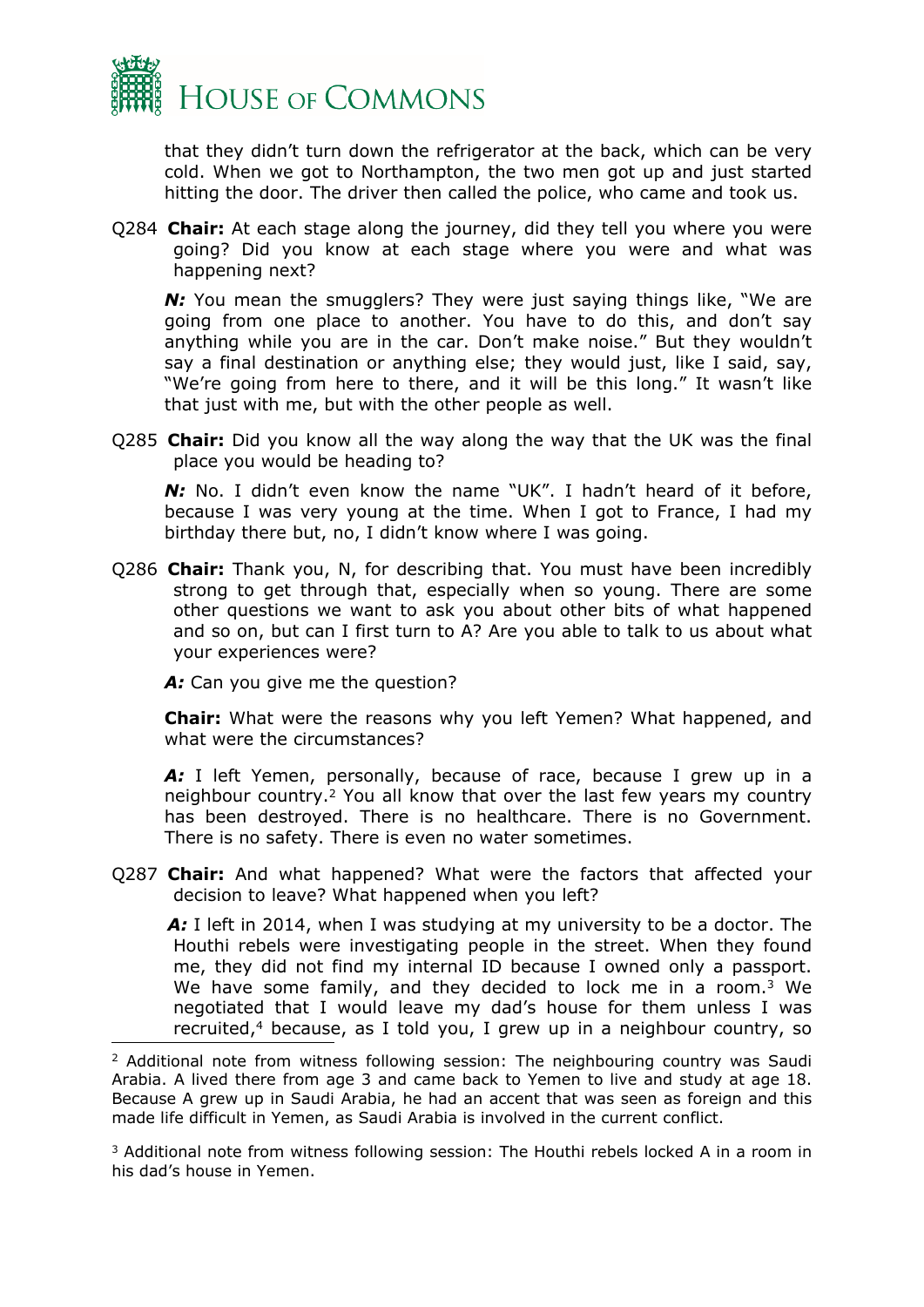that they didn't turn down the refrigerator at the back, which can be very cold. When we got to Northampton, the two men got up and just started hitting the door. The driver then called the police, who came and took us.

Q284 **Chair:** At each stage along the journey, did they tell you where you were going? Did you know at each stage where you were and what was happening next?

***N:*** You mean the smugglers? They were just saying things like, "We are going from one place to another. You have to do this, and don't say anything while you are in the car. Don't make noise." But they wouldn't say a final destination or anything else; they would just, like I said, say, "We're going from here to there, and it will be this long." It wasn't like that just with me, but with the other people as well.

Q285 **Chair:** Did you know all the way along the way that the UK was the final place you would be heading to?

***N:*** No. I didn't even know the name "UK". I hadn't heard of it before, because I was very young at the time. When I got to France, I had my birthday there but, no, I didn't know where I was going.

Q286 **Chair:** Thank you, N, for describing that. You must have been incredibly strong to get through that, especially when so young. There are some other questions we want to ask you about other bits of what happened and so on, but can I first turn to A? Are you able to talk to us about what your experiences were?

***A:*** Can you give me the question?

**Chair:** What were the reasons why you left Yemen? What happened, and what were the circumstances?

***A:*** I left Yemen, personally, because of race, because I grew up in a neighbour country.[2] You all know that over the last few years my country has been destroyed. There is no healthcare. There is no Government. There is no safety. There is even no water sometimes.

Q287 **Chair:** And what happened? What were the factors that affected your decision to leave? What happened when you left?

***A:*** I left in 2014, when I was studying at my university to be a doctor. The Houthi rebels were investigating people in the street. When they found me, they did not find my internal ID because I owned only a passport. We have some family, and they decided to lock me in a room.[3] We negotiated that I would leave my dad's house for them unless I was recruited,[4] because, as I told you, I grew up in a neighbour country, so

---

[2] Additional note from witness following session: The neighbouring country was Saudi Arabia. A lived there from age 3 and came back to Yemen to live and study at age 18. Because A grew up in Saudi Arabia, he had an accent that was seen as foreign and this made life difficult in Yemen, as Saudi Arabia is involved in the current conflict.

[3] Additional note from witness following session: The Houthi rebels locked A in a room in his dad's house in Yemen.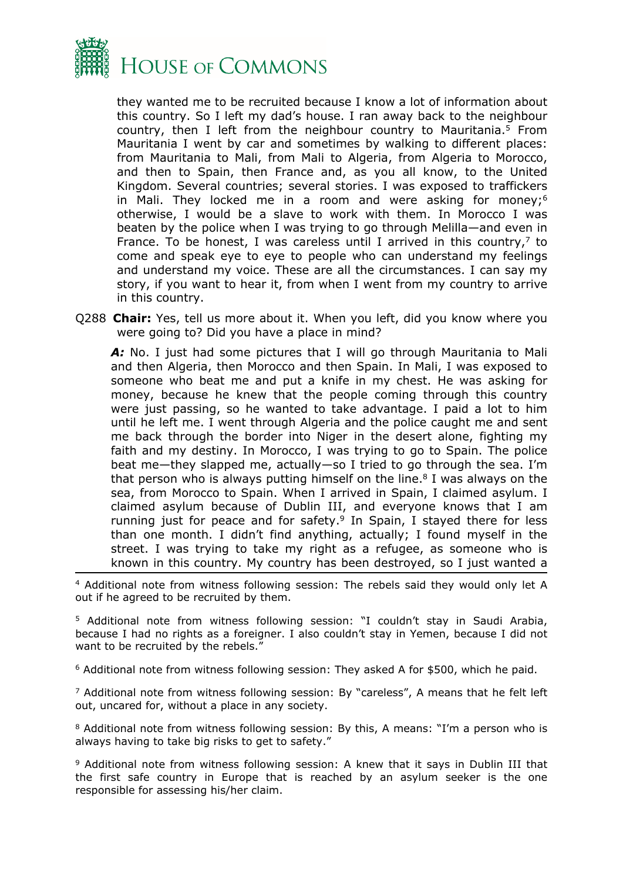they wanted me to be recruited because I know a lot of information about this country. So I left my dad's house. I ran away back to the neighbour country, then I left from the neighbour country to Mauritania.[5] From Mauritania I went by car and sometimes by walking to different places: from Mauritania to Mali, from Mali to Algeria, from Algeria to Morocco, and then to Spain, then France and, as you all know, to the United Kingdom. Several countries; several stories. I was exposed to traffickers in Mali. They locked me in a room and were asking for money;[6] otherwise, I would be a slave to work with them. In Morocco I was beaten by the police when I was trying to go through Melilla—and even in France. To be honest, I was careless until I arrived in this country,[7] to come and speak eye to eye to people who can understand my feelings and understand my voice. These are all the circumstances. I can say my story, if you want to hear it, from when I went from my country to arrive in this country.

Q288 **Chair:** Yes, tell us more about it. When you left, did you know where you were going to? Did you have a place in mind?

***A:*** No. I just had some pictures that I will go through Mauritania to Mali and then Algeria, then Morocco and then Spain. In Mali, I was exposed to someone who beat me and put a knife in my chest. He was asking for money, because he knew that the people coming through this country were just passing, so he wanted to take advantage. I paid a lot to him until he left me. I went through Algeria and the police caught me and sent me back through the border into Niger in the desert alone, fighting my faith and my destiny. In Morocco, I was trying to go to Spain. The police beat me—they slapped me, actually—so I tried to go through the sea. I'm that person who is always putting himself on the line.[8] I was always on the sea, from Morocco to Spain. When I arrived in Spain, I claimed asylum. I claimed asylum because of Dublin III, and everyone knows that I am running just for peace and for safety.[9] In Spain, I stayed there for less than one month. I didn't find anything, actually; I found myself in the street. I was trying to take my right as a refugee, as someone who is known in this country. My country has been destroyed, so I just wanted a

---

[4] Additional note from witness following session: The rebels said they would only let A out if he agreed to be recruited by them.

[5] Additional note from witness following session: "I couldn't stay in Saudi Arabia, because I had no rights as a foreigner. I also couldn't stay in Yemen, because I did not want to be recruited by the rebels."

[6] Additional note from witness following session: They asked A for $500, which he paid.

[7] Additional note from witness following session: By "careless", A means that he felt left out, uncared for, without a place in any society.

[8] Additional note from witness following session: By this, A means: "I'm a person who is always having to take big risks to get to safety."

[9] Additional note from witness following session: A knew that it says in Dublin III that the first safe country in Europe that is reached by an asylum seeker is the one responsible for assessing his/her claim.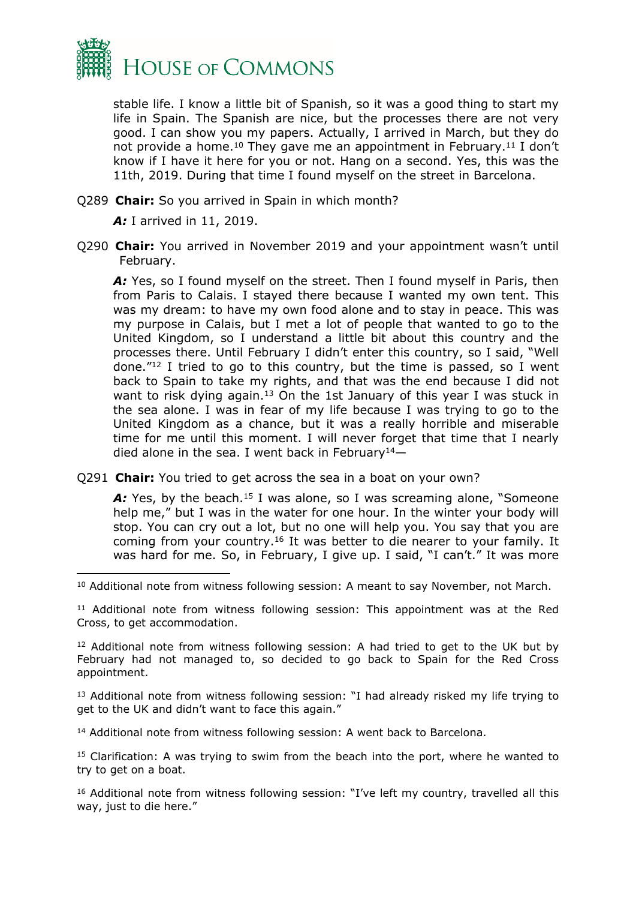stable life. I know a little bit of Spanish, so it was a good thing to start my life in Spain. The Spanish are nice, but the processes there are not very good. I can show you my papers. Actually, I arrived in March, but they do not provide a home.[10] They gave me an appointment in February.[11] I don't know if I have it here for you or not. Hang on a second. Yes, this was the 11th, 2019. During that time I found myself on the street in Barcelona.

Q289 **Chair:** So you arrived in Spain in which month?

***A:*** I arrived in 11, 2019.

Q290 **Chair:** You arrived in November 2019 and your appointment wasn't until February.

***A:*** Yes, so I found myself on the street. Then I found myself in Paris, then from Paris to Calais. I stayed there because I wanted my own tent. This was my dream: to have my own food alone and to stay in peace. This was my purpose in Calais, but I met a lot of people that wanted to go to the United Kingdom, so I understand a little bit about this country and the processes there. Until February I didn't enter this country, so I said, "Well done."[12] I tried to go to this country, but the time is passed, so I went back to Spain to take my rights, and that was the end because I did not want to risk dying again.[13] On the 1st January of this year I was stuck in the sea alone. I was in fear of my life because I was trying to go to the United Kingdom as a chance, but it was a really horrible and miserable time for me until this moment. I will never forget that time that I nearly died alone in the sea. I went back in February[14]—

Q291 **Chair:** You tried to get across the sea in a boat on your own?

***A:*** Yes, by the beach.[15] I was alone, so I was screaming alone, "Someone help me," but I was in the water for one hour. In the winter your body will stop. You can cry out a lot, but no one will help you. You say that you are coming from your country.[16] It was better to die nearer to your family. It was hard for me. So, in February, I give up. I said, "I can't." It was more

---

[10] Additional note from witness following session: A meant to say November, not March.

[11] Additional note from witness following session: This appointment was at the Red Cross, to get accommodation.

[12] Additional note from witness following session: A had tried to get to the UK but by February had not managed to, so decided to go back to Spain for the Red Cross appointment.

[13] Additional note from witness following session: "I had already risked my life trying to get to the UK and didn't want to face this again."

[14] Additional note from witness following session: A went back to Barcelona.

[15] Clarification: A was trying to swim from the beach into the port, where he wanted to try to get on a boat.

[16] Additional note from witness following session: "I've left my country, travelled all this way, just to die here."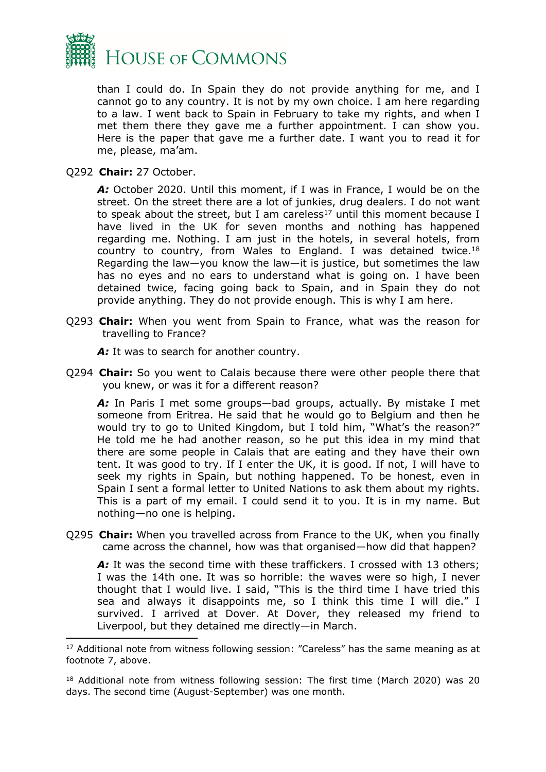than I could do. In Spain they do not provide anything for me, and I cannot go to any country. It is not by my own choice. I am here regarding to a law. I went back to Spain in February to take my rights, and when I met them there they gave me a further appointment. I can show you. Here is the paper that gave me a further date. I want you to read it for me, please, ma'am.

Q292 **Chair:** 27 October.

***A:*** October 2020. Until this moment, if I was in France, I would be on the street. On the street there are a lot of junkies, drug dealers. I do not want to speak about the street, but I am careless[17] until this moment because I have lived in the UK for seven months and nothing has happened regarding me. Nothing. I am just in the hotels, in several hotels, from country to country, from Wales to England. I was detained twice.[18] Regarding the law—you know the law—it is justice, but sometimes the law has no eyes and no ears to understand what is going on. I have been detained twice, facing going back to Spain, and in Spain they do not provide anything. They do not provide enough. This is why I am here.

Q293 **Chair:** When you went from Spain to France, what was the reason for travelling to France?

***A:*** It was to search for another country.

Q294 **Chair:** So you went to Calais because there were other people there that you knew, or was it for a different reason?

***A:*** In Paris I met some groups—bad groups, actually. By mistake I met someone from Eritrea. He said that he would go to Belgium and then he would try to go to United Kingdom, but I told him, "What's the reason?" He told me he had another reason, so he put this idea in my mind that there are some people in Calais that are eating and they have their own tent. It was good to try. If I enter the UK, it is good. If not, I will have to seek my rights in Spain, but nothing happened. To be honest, even in Spain I sent a formal letter to United Nations to ask them about my rights. This is a part of my email. I could send it to you. It is in my name. But nothing—no one is helping.

Q295 **Chair:** When you travelled across from France to the UK, when you finally came across the channel, how was that organised—how did that happen?

***A:*** It was the second time with these traffickers. I crossed with 13 others; I was the 14th one. It was so horrible: the waves were so high, I never thought that I would live. I said, "This is the third time I have tried this sea and always it disappoints me, so I think this time I will die." I survived. I arrived at Dover. At Dover, they released my friend to Liverpool, but they detained me directly—in March.

---

[17] Additional note from witness following session: "Careless" has the same meaning as at footnote 7, above.

[18] Additional note from witness following session: The first time (March 2020) was 20 days. The second time (August-September) was one month.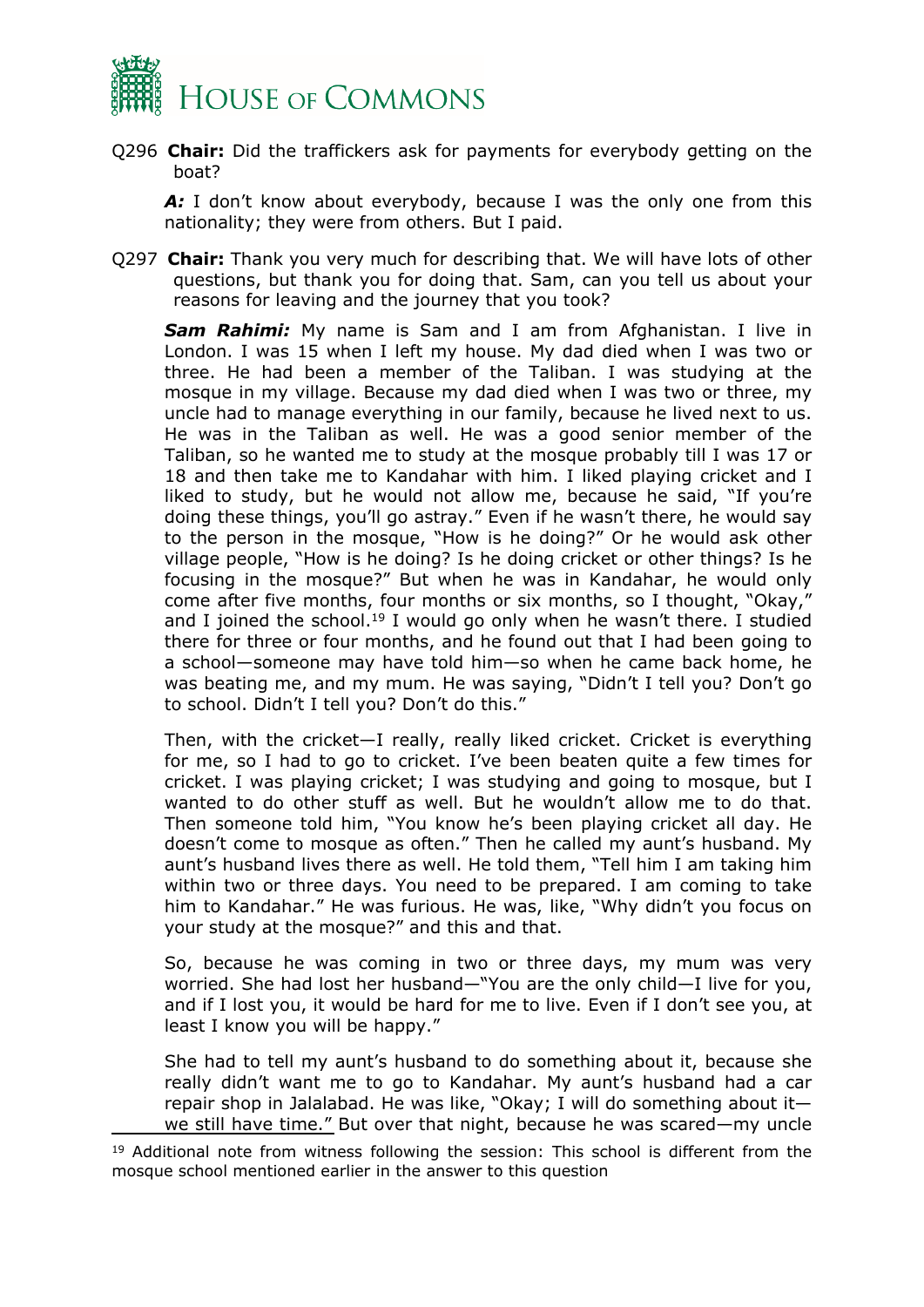Q296 **Chair:** Did the traffickers ask for payments for everybody getting on the boat?

***A:*** I don't know about everybody, because I was the only one from this nationality; they were from others. But I paid.

Q297 **Chair:** Thank you very much for describing that. We will have lots of other questions, but thank you for doing that. Sam, can you tell us about your reasons for leaving and the journey that you took?

***Sam Rahimi:*** My name is Sam and I am from Afghanistan. I live in London. I was 15 when I left my house. My dad died when I was two or three. He had been a member of the Taliban. I was studying at the mosque in my village. Because my dad died when I was two or three, my uncle had to manage everything in our family, because he lived next to us. He was in the Taliban as well. He was a good senior member of the Taliban, so he wanted me to study at the mosque probably till I was 17 or 18 and then take me to Kandahar with him. I liked playing cricket and I liked to study, but he would not allow me, because he said, "If you're doing these things, you'll go astray." Even if he wasn't there, he would say to the person in the mosque, "How is he doing?" Or he would ask other village people, "How is he doing? Is he doing cricket or other things? Is he focusing in the mosque?" But when he was in Kandahar, he would only come after five months, four months or six months, so I thought, "Okay," and I joined the school.[19] I would go only when he wasn't there. I studied there for three or four months, and he found out that I had been going to a school—someone may have told him—so when he came back home, he was beating me, and my mum. He was saying, "Didn't I tell you? Don't go to school. Didn't I tell you? Don't do this."

Then, with the cricket—I really, really liked cricket. Cricket is everything for me, so I had to go to cricket. I've been beaten quite a few times for cricket. I was playing cricket; I was studying and going to mosque, but I wanted to do other stuff as well. But he wouldn't allow me to do that. Then someone told him, "You know he's been playing cricket all day. He doesn't come to mosque as often." Then he called my aunt's husband. My aunt's husband lives there as well. He told them, "Tell him I am taking him within two or three days. You need to be prepared. I am coming to take him to Kandahar." He was furious. He was, like, "Why didn't you focus on your study at the mosque?" and this and that.

So, because he was coming in two or three days, my mum was very worried. She had lost her husband—"You are the only child—I live for you, and if I lost you, it would be hard for me to live. Even if I don't see you, at least I know you will be happy."

She had to tell my aunt's husband to do something about it, because she really didn't want me to go to Kandahar. My aunt's husband had a car repair shop in Jalalabad. He was like, "Okay; I will do something about it—we still have time." But over that night, because he was scared—my uncle

[19] Additional note from witness following the session: This school is different from the mosque school mentioned earlier in the answer to this question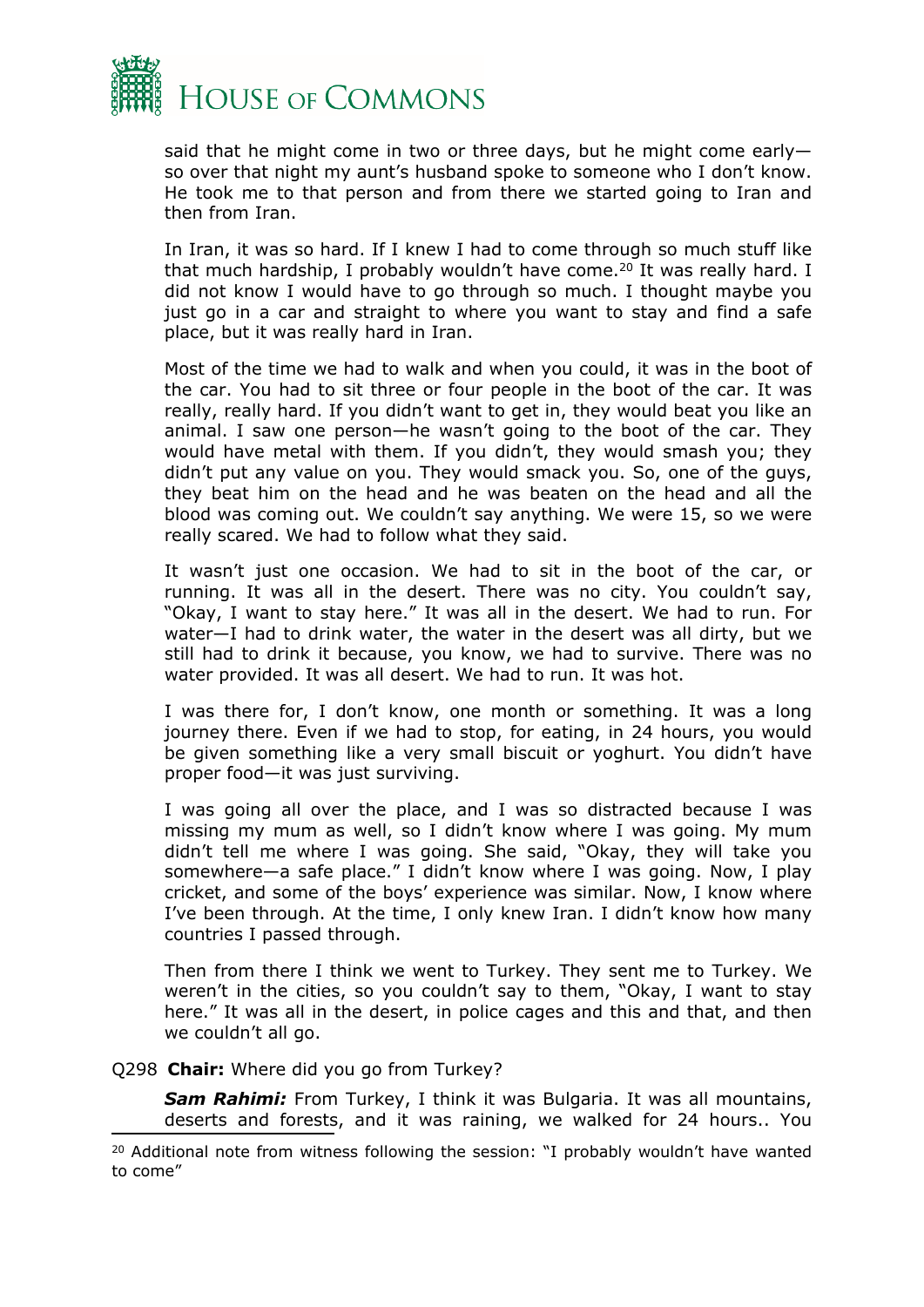said that he might come in two or three days, but he might come early—so over that night my aunt's husband spoke to someone who I don't know. He took me to that person and from there we started going to Iran and then from Iran.

In Iran, it was so hard. If I knew I had to come through so much stuff like that much hardship, I probably wouldn't have come.[20] It was really hard. I did not know I would have to go through so much. I thought maybe you just go in a car and straight to where you want to stay and find a safe place, but it was really hard in Iran.

Most of the time we had to walk and when you could, it was in the boot of the car. You had to sit three or four people in the boot of the car. It was really, really hard. If you didn't want to get in, they would beat you like an animal. I saw one person—he wasn't going to the boot of the car. They would have metal with them. If you didn't, they would smash you; they didn't put any value on you. They would smack you. So, one of the guys, they beat him on the head and he was beaten on the head and all the blood was coming out. We couldn't say anything. We were 15, so we were really scared. We had to follow what they said.

It wasn't just one occasion. We had to sit in the boot of the car, or running. It was all in the desert. There was no city. You couldn't say, "Okay, I want to stay here." It was all in the desert. We had to run. For water—I had to drink water, the water in the desert was all dirty, but we still had to drink it because, you know, we had to survive. There was no water provided. It was all desert. We had to run. It was hot.

I was there for, I don't know, one month or something. It was a long journey there. Even if we had to stop, for eating, in 24 hours, you would be given something like a very small biscuit or yoghurt. You didn't have proper food—it was just surviving.

I was going all over the place, and I was so distracted because I was missing my mum as well, so I didn't know where I was going. My mum didn't tell me where I was going. She said, "Okay, they will take you somewhere—a safe place." I didn't know where I was going. Now, I play cricket, and some of the boys' experience was similar. Now, I know where I've been through. At the time, I only knew Iran. I didn't know how many countries I passed through.

Then from there I think we went to Turkey. They sent me to Turkey. We weren't in the cities, so you couldn't say to them, "Okay, I want to stay here." It was all in the desert, in police cages and this and that, and then we couldn't all go.

Q298 **Chair:** Where did you go from Turkey?

***Sam Rahimi:*** From Turkey, I think it was Bulgaria. It was all mountains, deserts and forests, and it was raining, we walked for 24 hours.. You

---

[20] Additional note from witness following the session: "I probably wouldn't have wanted to come"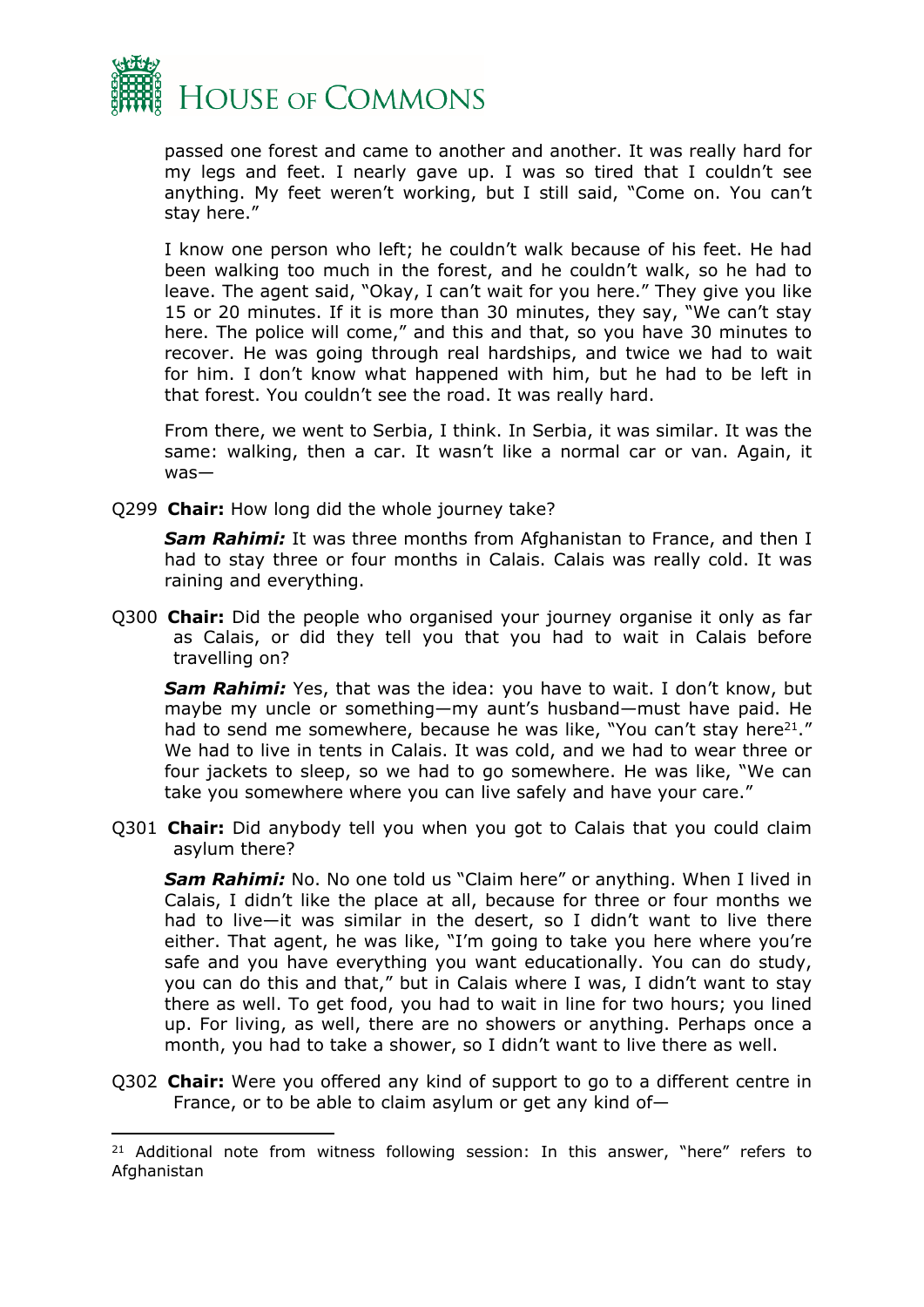passed one forest and came to another and another. It was really hard for my legs and feet. I nearly gave up. I was so tired that I couldn't see anything. My feet weren't working, but I still said, "Come on. You can't stay here."

I know one person who left; he couldn't walk because of his feet. He had been walking too much in the forest, and he couldn't walk, so he had to leave. The agent said, "Okay, I can't wait for you here." They give you like 15 or 20 minutes. If it is more than 30 minutes, they say, "We can't stay here. The police will come," and this and that, so you have 30 minutes to recover. He was going through real hardships, and twice we had to wait for him. I don't know what happened with him, but he had to be left in that forest. You couldn't see the road. It was really hard.

From there, we went to Serbia, I think. In Serbia, it was similar. It was the same: walking, then a car. It wasn't like a normal car or van. Again, it was—

Q299 **Chair:** How long did the whole journey take?

***Sam Rahimi:*** It was three months from Afghanistan to France, and then I had to stay three or four months in Calais. Calais was really cold. It was raining and everything.

Q300 **Chair:** Did the people who organised your journey organise it only as far as Calais, or did they tell you that you had to wait in Calais before travelling on?

***Sam Rahimi:*** Yes, that was the idea: you have to wait. I don't know, but maybe my uncle or something—my aunt's husband—must have paid. He had to send me somewhere, because he was like, "You can't stay here[21]." We had to live in tents in Calais. It was cold, and we had to wear three or four jackets to sleep, so we had to go somewhere. He was like, "We can take you somewhere where you can live safely and have your care."

Q301 **Chair:** Did anybody tell you when you got to Calais that you could claim asylum there?

***Sam Rahimi:*** No. No one told us "Claim here" or anything. When I lived in Calais, I didn't like the place at all, because for three or four months we had to live—it was similar in the desert, so I didn't want to live there either. That agent, he was like, "I'm going to take you here where you're safe and you have everything you want educationally. You can do study, you can do this and that," but in Calais where I was, I didn't want to stay there as well. To get food, you had to wait in line for two hours; you lined up. For living, as well, there are no showers or anything. Perhaps once a month, you had to take a shower, so I didn't want to live there as well.

Q302 **Chair:** Were you offered any kind of support to go to a different centre in France, or to be able to claim asylum or get any kind of—

---

[21] Additional note from witness following session: In this answer, "here" refers to Afghanistan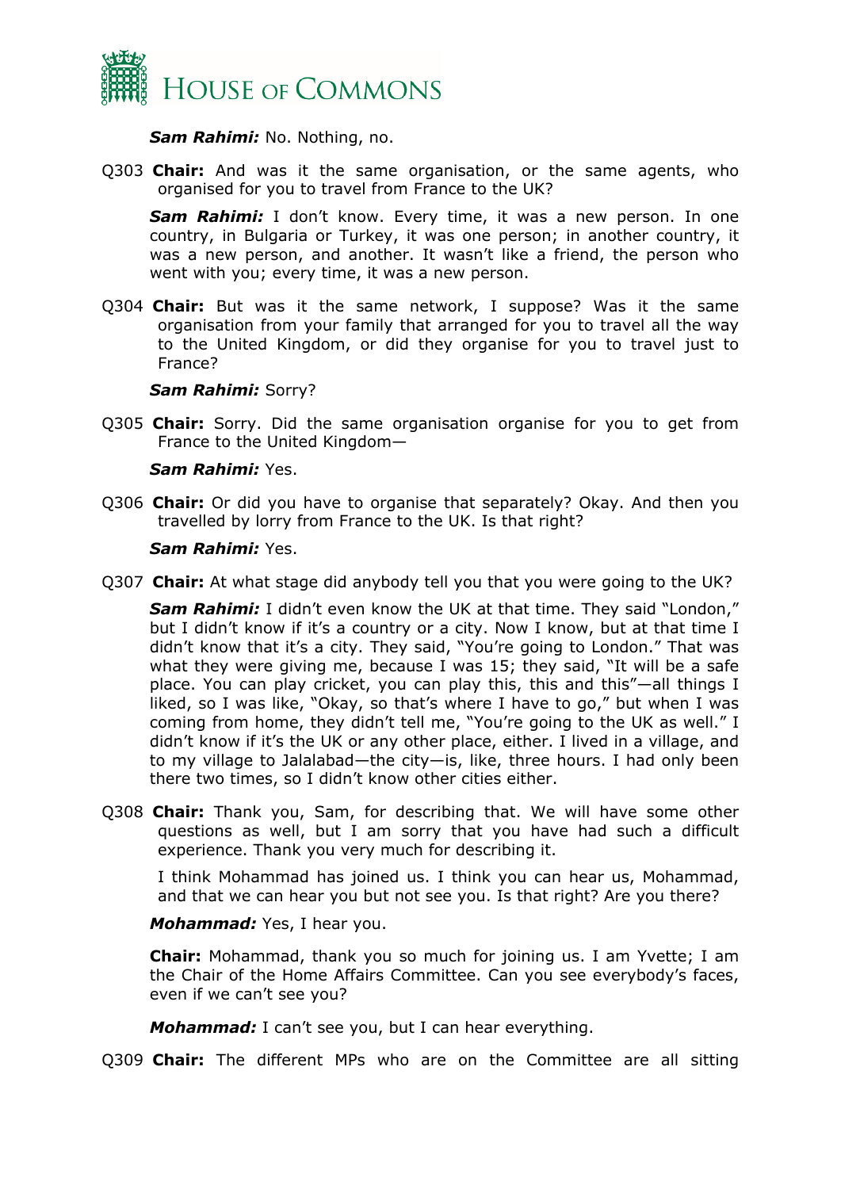***Sam Rahimi:*** No. Nothing, no.

Q303 **Chair:** And was it the same organisation, or the same agents, who organised for you to travel from France to the UK?

***Sam Rahimi:*** I don't know. Every time, it was a new person. In one country, in Bulgaria or Turkey, it was one person; in another country, it was a new person, and another. It wasn't like a friend, the person who went with you; every time, it was a new person.

Q304 **Chair:** But was it the same network, I suppose? Was it the same organisation from your family that arranged for you to travel all the way to the United Kingdom, or did they organise for you to travel just to France?

***Sam Rahimi:*** Sorry?

Q305 **Chair:** Sorry. Did the same organisation organise for you to get from France to the United Kingdom—

***Sam Rahimi:*** Yes.

Q306 **Chair:** Or did you have to organise that separately? Okay. And then you travelled by lorry from France to the UK. Is that right?

***Sam Rahimi:*** Yes.

Q307 **Chair:** At what stage did anybody tell you that you were going to the UK?

***Sam Rahimi:*** I didn't even know the UK at that time. They said "London," but I didn't know if it's a country or a city. Now I know, but at that time I didn't know that it's a city. They said, "You're going to London." That was what they were giving me, because I was 15; they said, "It will be a safe place. You can play cricket, you can play this, this and this"—all things I liked, so I was like, "Okay, so that's where I have to go," but when I was coming from home, they didn't tell me, "You're going to the UK as well." I didn't know if it's the UK or any other place, either. I lived in a village, and to my village to Jalalabad—the city—is, like, three hours. I had only been there two times, so I didn't know other cities either.

Q308 **Chair:** Thank you, Sam, for describing that. We will have some other questions as well, but I am sorry that you have had such a difficult experience. Thank you very much for describing it.

I think Mohammad has joined us. I think you can hear us, Mohammad, and that we can hear you but not see you. Is that right? Are you there?

***Mohammad:*** Yes, I hear you.

**Chair:** Mohammad, thank you so much for joining us. I am Yvette; I am the Chair of the Home Affairs Committee. Can you see everybody's faces, even if we can't see you?

***Mohammad:*** I can't see you, but I can hear everything.

Q309 **Chair:** The different MPs who are on the Committee are all sitting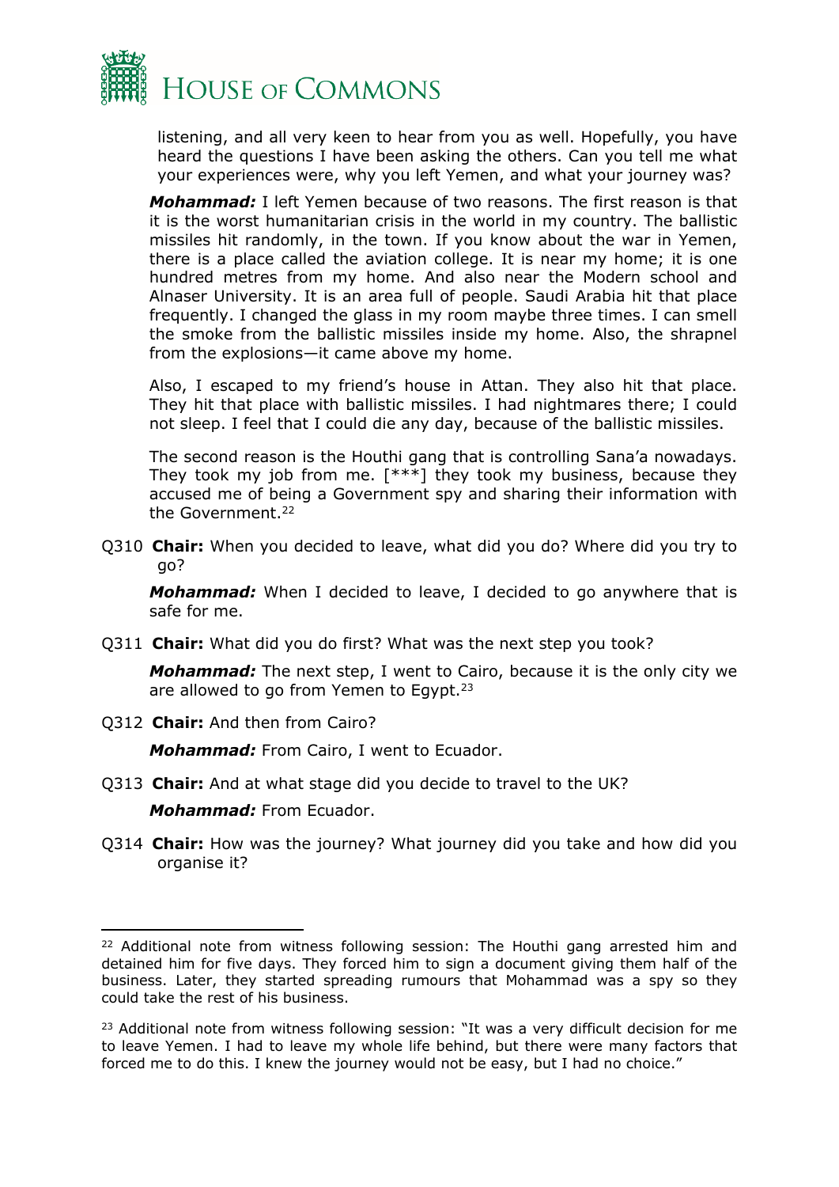listening, and all very keen to hear from you as well. Hopefully, you have heard the questions I have been asking the others. Can you tell me what your experiences were, why you left Yemen, and what your journey was?

***Mohammad:*** I left Yemen because of two reasons. The first reason is that it is the worst humanitarian crisis in the world in my country. The ballistic missiles hit randomly, in the town. If you know about the war in Yemen, there is a place called the aviation college. It is near my home; it is one hundred metres from my home. And also near the Modern school and Alnaser University. It is an area full of people. Saudi Arabia hit that place frequently. I changed the glass in my room maybe three times. I can smell the smoke from the ballistic missiles inside my home. Also, the shrapnel from the explosions—it came above my home.

Also, I escaped to my friend's house in Attan. They also hit that place. They hit that place with ballistic missiles. I had nightmares there; I could not sleep. I feel that I could die any day, because of the ballistic missiles.

The second reason is the Houthi gang that is controlling Sana'a nowadays. They took my job from me. [***] they took my business, because they accused me of being a Government spy and sharing their information with the Government.[22]

Q310 **Chair:** When you decided to leave, what did you do? Where did you try to go?

***Mohammad:*** When I decided to leave, I decided to go anywhere that is safe for me.

Q311 **Chair:** What did you do first? What was the next step you took?

***Mohammad:*** The next step, I went to Cairo, because it is the only city we are allowed to go from Yemen to Egypt.[23]

Q312 **Chair:** And then from Cairo?

***Mohammad:*** From Cairo, I went to Ecuador.

Q313 **Chair:** And at what stage did you decide to travel to the UK?

***Mohammad:*** From Ecuador.

Q314 **Chair:** How was the journey? What journey did you take and how did you organise it?

---

[22] Additional note from witness following session: The Houthi gang arrested him and detained him for five days. They forced him to sign a document giving them half of the business. Later, they started spreading rumours that Mohammad was a spy so they could take the rest of his business.

[23] Additional note from witness following session: "It was a very difficult decision for me to leave Yemen. I had to leave my whole life behind, but there were many factors that forced me to do this. I knew the journey would not be easy, but I had no choice."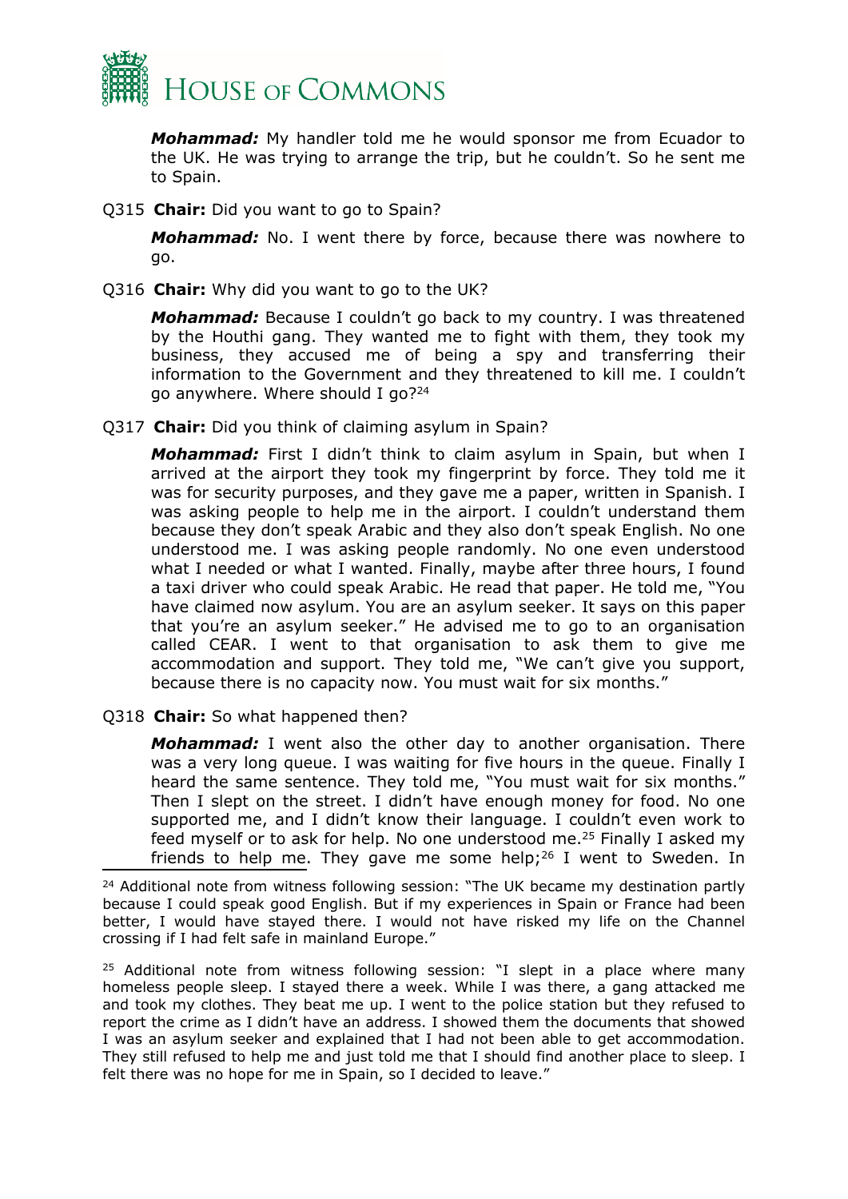***Mohammad:*** My handler told me he would sponsor me from Ecuador to the UK. He was trying to arrange the trip, but he couldn't. So he sent me to Spain.

Q315 **Chair:** Did you want to go to Spain?

***Mohammad:*** No. I went there by force, because there was nowhere to go.

Q316 **Chair:** Why did you want to go to the UK?

***Mohammad:*** Because I couldn't go back to my country. I was threatened by the Houthi gang. They wanted me to fight with them, they took my business, they accused me of being a spy and transferring their information to the Government and they threatened to kill me. I couldn't go anywhere. Where should I go?[24]

Q317 **Chair:** Did you think of claiming asylum in Spain?

***Mohammad:*** First I didn't think to claim asylum in Spain, but when I arrived at the airport they took my fingerprint by force. They told me it was for security purposes, and they gave me a paper, written in Spanish. I was asking people to help me in the airport. I couldn't understand them because they don't speak Arabic and they also don't speak English. No one understood me. I was asking people randomly. No one even understood what I needed or what I wanted. Finally, maybe after three hours, I found a taxi driver who could speak Arabic. He read that paper. He told me, "You have claimed now asylum. You are an asylum seeker. It says on this paper that you're an asylum seeker." He advised me to go to an organisation called CEAR. I went to that organisation to ask them to give me accommodation and support. They told me, "We can't give you support, because there is no capacity now. You must wait for six months."

Q318 **Chair:** So what happened then?

***Mohammad:*** I went also the other day to another organisation. There was a very long queue. I was waiting for five hours in the queue. Finally I heard the same sentence. They told me, "You must wait for six months." Then I slept on the street. I didn't have enough money for food. No one supported me, and I didn't know their language. I couldn't even work to feed myself or to ask for help. No one understood me.[25] Finally I asked my friends to help me. They gave me some help;[26] I went to Sweden. In

[24] Additional note from witness following session: "The UK became my destination partly because I could speak good English. But if my experiences in Spain or France had been better, I would have stayed there. I would not have risked my life on the Channel crossing if I had felt safe in mainland Europe."

[25] Additional note from witness following session: "I slept in a place where many homeless people sleep. I stayed there a week. While I was there, a gang attacked me and took my clothes. They beat me up. I went to the police station but they refused to report the crime as I didn't have an address. I showed them the documents that showed I was an asylum seeker and explained that I had not been able to get accommodation. They still refused to help me and just told me that I should find another place to sleep. I felt there was no hope for me in Spain, so I decided to leave."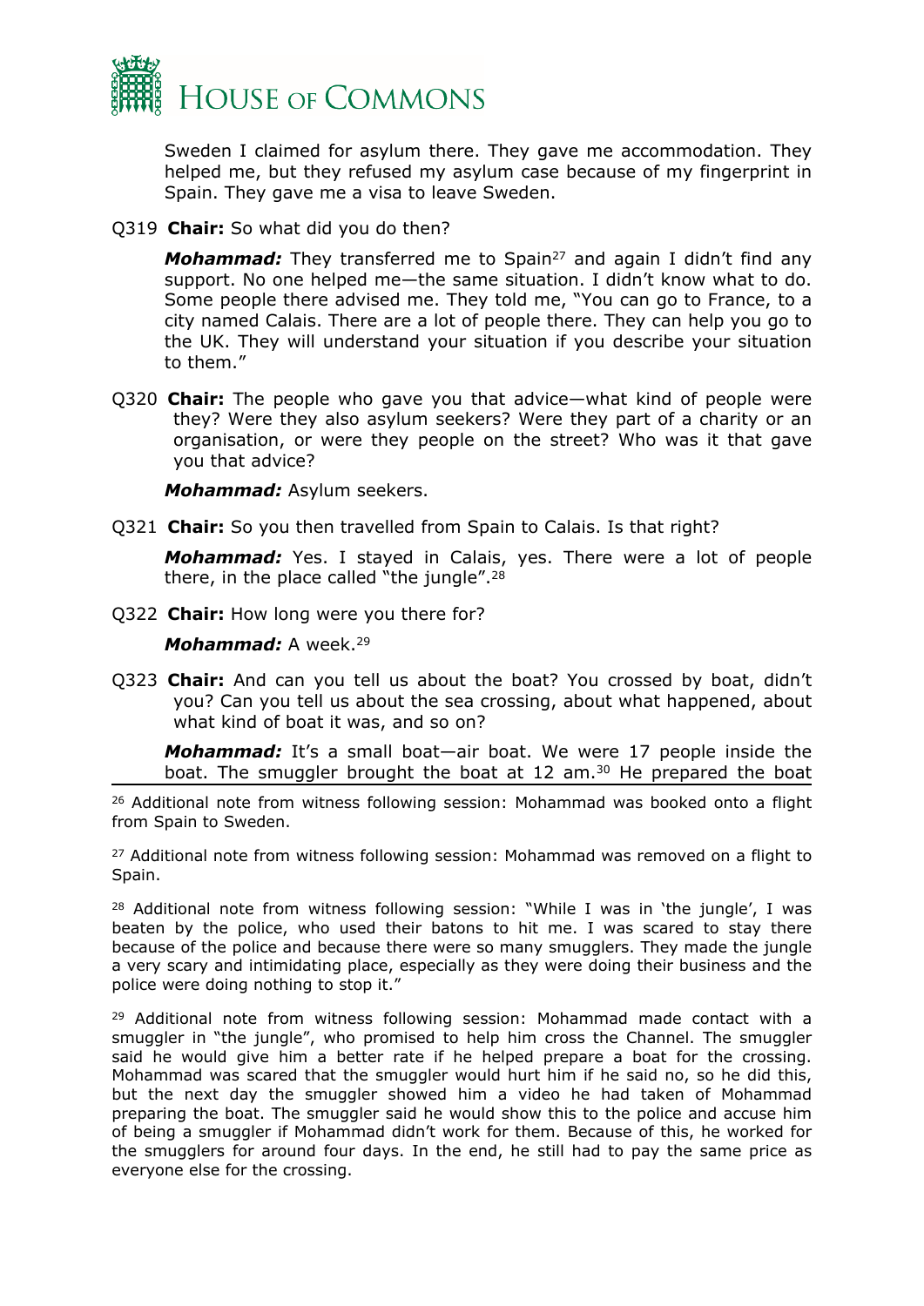Sweden I claimed for asylum there. They gave me accommodation. They helped me, but they refused my asylum case because of my fingerprint in Spain. They gave me a visa to leave Sweden.

Q319 **Chair:** So what did you do then?

***Mohammad:*** They transferred me to Spain[27] and again I didn't find any support. No one helped me—the same situation. I didn't know what to do. Some people there advised me. They told me, "You can go to France, to a city named Calais. There are a lot of people there. They can help you go to the UK. They will understand your situation if you describe your situation to them."

Q320 **Chair:** The people who gave you that advice—what kind of people were they? Were they also asylum seekers? Were they part of a charity or an organisation, or were they people on the street? Who was it that gave you that advice?

***Mohammad:*** Asylum seekers.

Q321 **Chair:** So you then travelled from Spain to Calais. Is that right?

***Mohammad:*** Yes. I stayed in Calais, yes. There were a lot of people there, in the place called "the jungle".[28]

Q322 **Chair:** How long were you there for?

***Mohammad:*** A week.[29]

Q323 **Chair:** And can you tell us about the boat? You crossed by boat, didn't you? Can you tell us about the sea crossing, about what happened, about what kind of boat it was, and so on?

***Mohammad:*** It's a small boat—air boat. We were 17 people inside the boat. The smuggler brought the boat at 12 am.[30] He prepared the boat

---

[26] Additional note from witness following session: Mohammad was booked onto a flight from Spain to Sweden.

[27] Additional note from witness following session: Mohammad was removed on a flight to Spain.

[28] Additional note from witness following session: "While I was in 'the jungle', I was beaten by the police, who used their batons to hit me. I was scared to stay there because of the police and because there were so many smugglers. They made the jungle a very scary and intimidating place, especially as they were doing their business and the police were doing nothing to stop it."

[29] Additional note from witness following session: Mohammad made contact with a smuggler in "the jungle", who promised to help him cross the Channel. The smuggler said he would give him a better rate if he helped prepare a boat for the crossing. Mohammad was scared that the smuggler would hurt him if he said no, so he did this, but the next day the smuggler showed him a video he had taken of Mohammad preparing the boat. The smuggler said he would show this to the police and accuse him of being a smuggler if Mohammad didn't work for them. Because of this, he worked for the smugglers for around four days. In the end, he still had to pay the same price as everyone else for the crossing.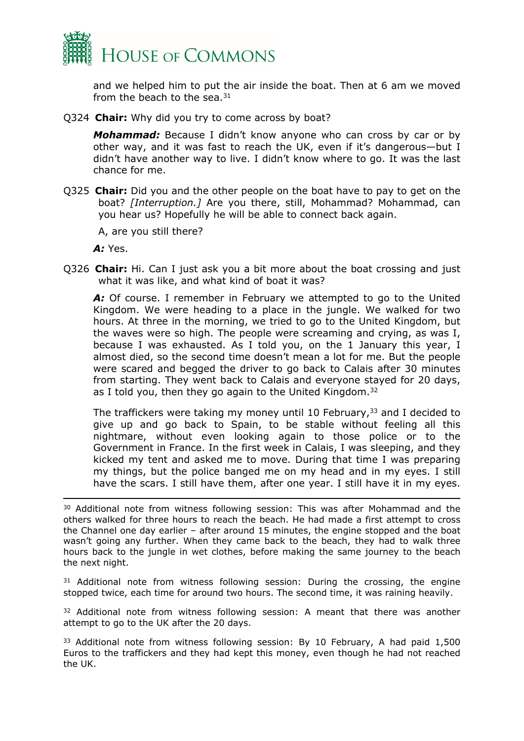and we helped him to put the air inside the boat. Then at 6 am we moved from the beach to the sea.[31]

Q324 **Chair:** Why did you try to come across by boat?

***Mohammad:*** Because I didn't know anyone who can cross by car or by other way, and it was fast to reach the UK, even if it's dangerous—but I didn't have another way to live. I didn't know where to go. It was the last chance for me.

Q325 **Chair:** Did you and the other people on the boat have to pay to get on the boat? *[Interruption.]* Are you there, still, Mohammad? Mohammad, can you hear us? Hopefully he will be able to connect back again.

A, are you still there?

***A:*** Yes.

Q326 **Chair:** Hi. Can I just ask you a bit more about the boat crossing and just what it was like, and what kind of boat it was?

***A:*** Of course. I remember in February we attempted to go to the United Kingdom. We were heading to a place in the jungle. We walked for two hours. At three in the morning, we tried to go to the United Kingdom, but the waves were so high. The people were screaming and crying, as was I, because I was exhausted. As I told you, on the 1 January this year, I almost died, so the second time doesn't mean a lot for me. But the people were scared and begged the driver to go back to Calais after 30 minutes from starting. They went back to Calais and everyone stayed for 20 days, as I told you, then they go again to the United Kingdom.[32]

The traffickers were taking my money until 10 February,[33] and I decided to give up and go back to Spain, to be stable without feeling all this nightmare, without even looking again to those police or to the Government in France. In the first week in Calais, I was sleeping, and they kicked my tent and asked me to move. During that time I was preparing my things, but the police banged me on my head and in my eyes. I still have the scars. I still have them, after one year. I still have it in my eyes.

---

[30] Additional note from witness following session: This was after Mohammad and the others walked for three hours to reach the beach. He had made a first attempt to cross the Channel one day earlier – after around 15 minutes, the engine stopped and the boat wasn't going any further. When they came back to the beach, they had to walk three hours back to the jungle in wet clothes, before making the same journey to the beach the next night.

[31] Additional note from witness following session: During the crossing, the engine stopped twice, each time for around two hours. The second time, it was raining heavily.

[32] Additional note from witness following session: A meant that there was another attempt to go to the UK after the 20 days.

[33] Additional note from witness following session: By 10 February, A had paid 1,500 Euros to the traffickers and they had kept this money, even though he had not reached the UK.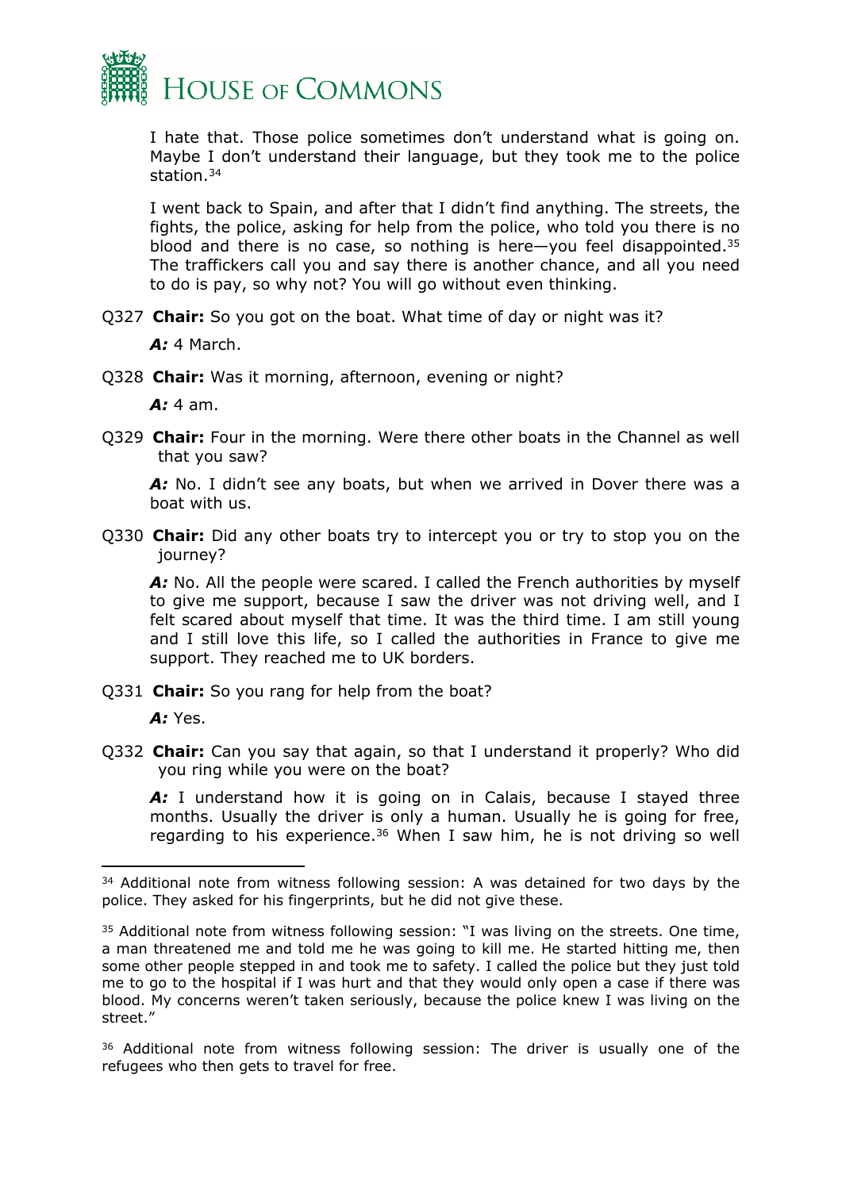I hate that. Those police sometimes don't understand what is going on. Maybe I don't understand their language, but they took me to the police station.[34]

I went back to Spain, and after that I didn't find anything. The streets, the fights, the police, asking for help from the police, who told you there is no blood and there is no case, so nothing is here—you feel disappointed.[35] The traffickers call you and say there is another chance, and all you need to do is pay, so why not? You will go without even thinking.

Q327 **Chair:** So you got on the boat. What time of day or night was it?

***A:*** 4 March.

Q328 **Chair:** Was it morning, afternoon, evening or night?

***A:*** 4 am.

Q329 **Chair:** Four in the morning. Were there other boats in the Channel as well that you saw?

***A:*** No. I didn't see any boats, but when we arrived in Dover there was a boat with us.

Q330 **Chair:** Did any other boats try to intercept you or try to stop you on the journey?

***A:*** No. All the people were scared. I called the French authorities by myself to give me support, because I saw the driver was not driving well, and I felt scared about myself that time. It was the third time. I am still young and I still love this life, so I called the authorities in France to give me support. They reached me to UK borders.

Q331 **Chair:** So you rang for help from the boat?

***A:*** Yes.

Q332 **Chair:** Can you say that again, so that I understand it properly? Who did you ring while you were on the boat?

***A:*** I understand how it is going on in Calais, because I stayed three months. Usually the driver is only a human. Usually he is going for free, regarding to his experience.[36] When I saw him, he is not driving so well

---

[34] Additional note from witness following session: A was detained for two days by the police. They asked for his fingerprints, but he did not give these.

[35] Additional note from witness following session: "I was living on the streets. One time, a man threatened me and told me he was going to kill me. He started hitting me, then some other people stepped in and took me to safety. I called the police but they just told me to go to the hospital if I was hurt and that they would only open a case if there was blood. My concerns weren't taken seriously, because the police knew I was living on the street."

[36] Additional note from witness following session: The driver is usually one of the refugees who then gets to travel for free.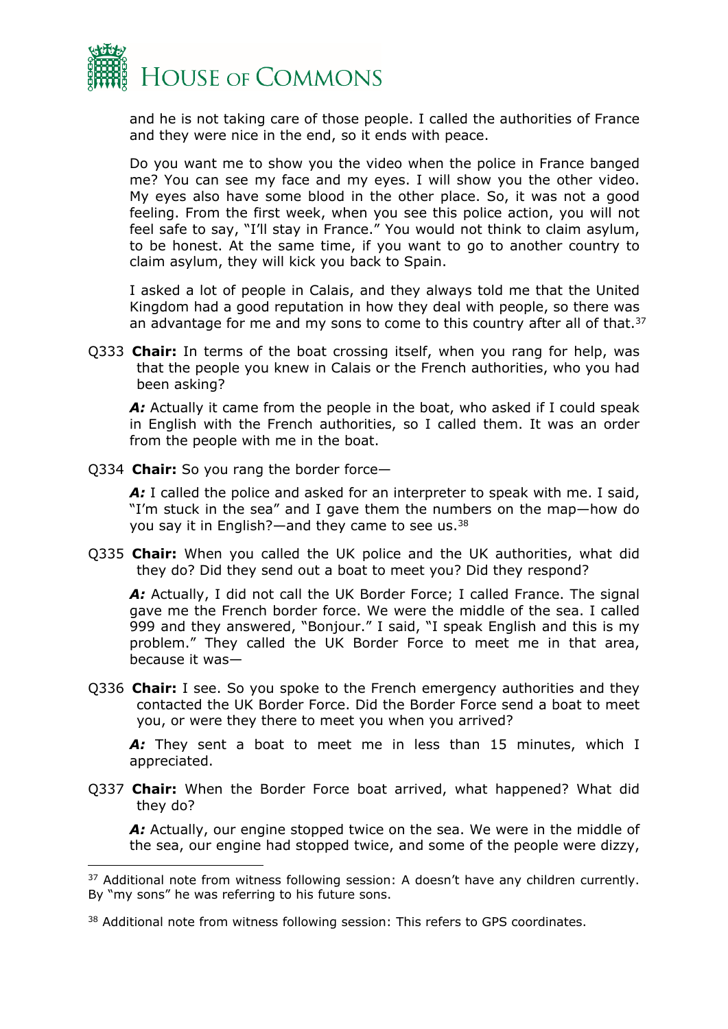and he is not taking care of those people. I called the authorities of France and they were nice in the end, so it ends with peace.

Do you want me to show you the video when the police in France banged me? You can see my face and my eyes. I will show you the other video. My eyes also have some blood in the other place. So, it was not a good feeling. From the first week, when you see this police action, you will not feel safe to say, "I'll stay in France." You would not think to claim asylum, to be honest. At the same time, if you want to go to another country to claim asylum, they will kick you back to Spain.

I asked a lot of people in Calais, and they always told me that the United Kingdom had a good reputation in how they deal with people, so there was an advantage for me and my sons to come to this country after all of that.[37]

Q333 **Chair:** In terms of the boat crossing itself, when you rang for help, was that the people you knew in Calais or the French authorities, who you had been asking?

***A:*** Actually it came from the people in the boat, who asked if I could speak in English with the French authorities, so I called them. It was an order from the people with me in the boat.

Q334 **Chair:** So you rang the border force—

***A:*** I called the police and asked for an interpreter to speak with me. I said, "I'm stuck in the sea" and I gave them the numbers on the map—how do you say it in English?—and they came to see us.[38]

Q335 **Chair:** When you called the UK police and the UK authorities, what did they do? Did they send out a boat to meet you? Did they respond?

***A:*** Actually, I did not call the UK Border Force; I called France. The signal gave me the French border force. We were the middle of the sea. I called 999 and they answered, "Bonjour." I said, "I speak English and this is my problem." They called the UK Border Force to meet me in that area, because it was—

Q336 **Chair:** I see. So you spoke to the French emergency authorities and they contacted the UK Border Force. Did the Border Force send a boat to meet you, or were they there to meet you when you arrived?

***A:*** They sent a boat to meet me in less than 15 minutes, which I appreciated.

Q337 **Chair:** When the Border Force boat arrived, what happened? What did they do?

***A:*** Actually, our engine stopped twice on the sea. We were in the middle of the sea, our engine had stopped twice, and some of the people were dizzy,

---

[37] Additional note from witness following session: A doesn't have any children currently. By "my sons" he was referring to his future sons.

[38] Additional note from witness following session: This refers to GPS coordinates.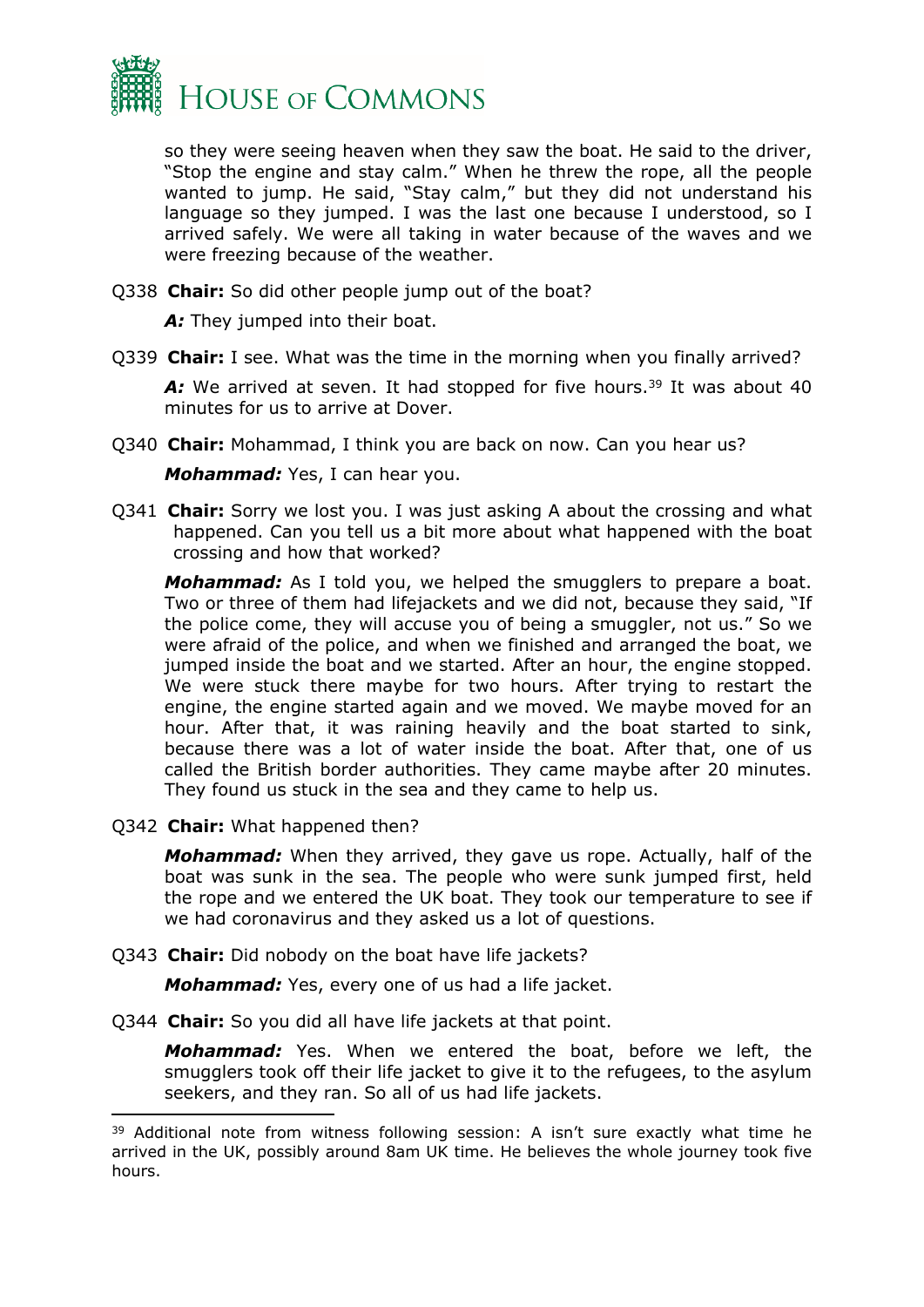so they were seeing heaven when they saw the boat. He said to the driver, "Stop the engine and stay calm." When he threw the rope, all the people wanted to jump. He said, "Stay calm," but they did not understand his language so they jumped. I was the last one because I understood, so I arrived safely. We were all taking in water because of the waves and we were freezing because of the weather.

Q338 **Chair:** So did other people jump out of the boat?

***A:*** They jumped into their boat.

Q339 **Chair:** I see. What was the time in the morning when you finally arrived?

***A:*** We arrived at seven. It had stopped for five hours.[39] It was about 40 minutes for us to arrive at Dover.

Q340 **Chair:** Mohammad, I think you are back on now. Can you hear us?

***Mohammad:*** Yes, I can hear you.

Q341 **Chair:** Sorry we lost you. I was just asking A about the crossing and what happened. Can you tell us a bit more about what happened with the boat crossing and how that worked?

***Mohammad:*** As I told you, we helped the smugglers to prepare a boat. Two or three of them had lifejackets and we did not, because they said, "If the police come, they will accuse you of being a smuggler, not us." So we were afraid of the police, and when we finished and arranged the boat, we jumped inside the boat and we started. After an hour, the engine stopped. We were stuck there maybe for two hours. After trying to restart the engine, the engine started again and we moved. We maybe moved for an hour. After that, it was raining heavily and the boat started to sink, because there was a lot of water inside the boat. After that, one of us called the British border authorities. They came maybe after 20 minutes. They found us stuck in the sea and they came to help us.

Q342 **Chair:** What happened then?

***Mohammad:*** When they arrived, they gave us rope. Actually, half of the boat was sunk in the sea. The people who were sunk jumped first, held the rope and we entered the UK boat. They took our temperature to see if we had coronavirus and they asked us a lot of questions.

Q343 **Chair:** Did nobody on the boat have life jackets?

***Mohammad:*** Yes, every one of us had a life jacket.

Q344 **Chair:** So you did all have life jackets at that point.

***Mohammad:*** Yes. When we entered the boat, before we left, the smugglers took off their life jacket to give it to the refugees, to the asylum seekers, and they ran. So all of us had life jackets.

---

[39] Additional note from witness following session: A isn't sure exactly what time he arrived in the UK, possibly around 8am UK time. He believes the whole journey took five hours.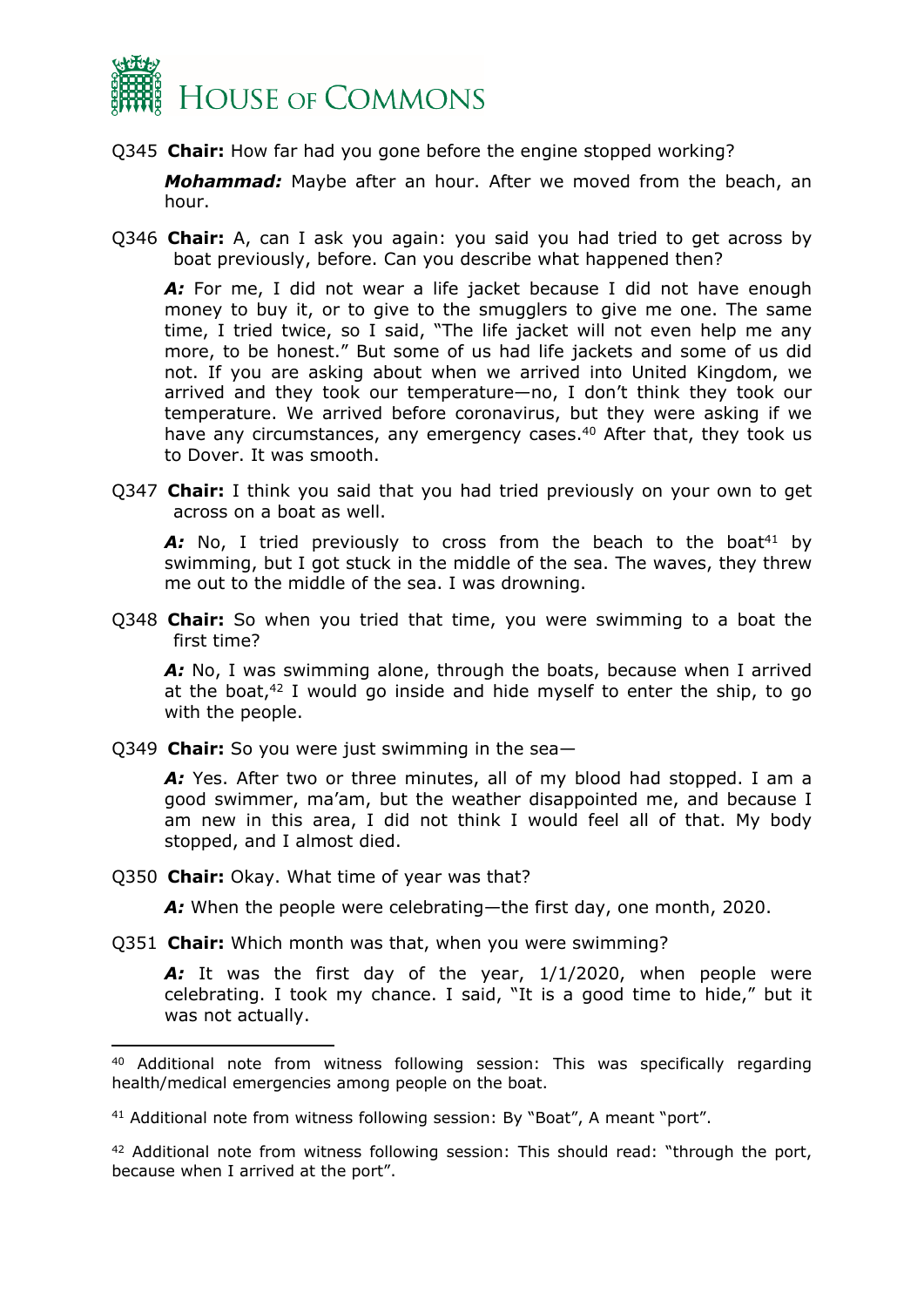Q345 **Chair:** How far had you gone before the engine stopped working?

***Mohammad:*** Maybe after an hour. After we moved from the beach, an hour.

Q346 **Chair:** A, can I ask you again: you said you had tried to get across by boat previously, before. Can you describe what happened then?

***A:*** For me, I did not wear a life jacket because I did not have enough money to buy it, or to give to the smugglers to give me one. The same time, I tried twice, so I said, "The life jacket will not even help me any more, to be honest." But some of us had life jackets and some of us did not. If you are asking about when we arrived into United Kingdom, we arrived and they took our temperature—no, I don't think they took our temperature. We arrived before coronavirus, but they were asking if we have any circumstances, any emergency cases.[40] After that, they took us to Dover. It was smooth.

Q347 **Chair:** I think you said that you had tried previously on your own to get across on a boat as well.

***A:*** No, I tried previously to cross from the beach to the boat[41] by swimming, but I got stuck in the middle of the sea. The waves, they threw me out to the middle of the sea. I was drowning.

Q348 **Chair:** So when you tried that time, you were swimming to a boat the first time?

***A:*** No, I was swimming alone, through the boats, because when I arrived at the boat,[42] I would go inside and hide myself to enter the ship, to go with the people.

Q349 **Chair:** So you were just swimming in the sea—

***A:*** Yes. After two or three minutes, all of my blood had stopped. I am a good swimmer, ma'am, but the weather disappointed me, and because I am new in this area, I did not think I would feel all of that. My body stopped, and I almost died.

Q350 **Chair:** Okay. What time of year was that?

***A:*** When the people were celebrating—the first day, one month, 2020.

Q351 **Chair:** Which month was that, when you were swimming?

***A:*** It was the first day of the year, 1/1/2020, when people were celebrating. I took my chance. I said, "It is a good time to hide," but it was not actually.

---

[40] Additional note from witness following session: This was specifically regarding health/medical emergencies among people on the boat.

[41] Additional note from witness following session: By "Boat", A meant "port".

[42] Additional note from witness following session: This should read: "through the port, because when I arrived at the port".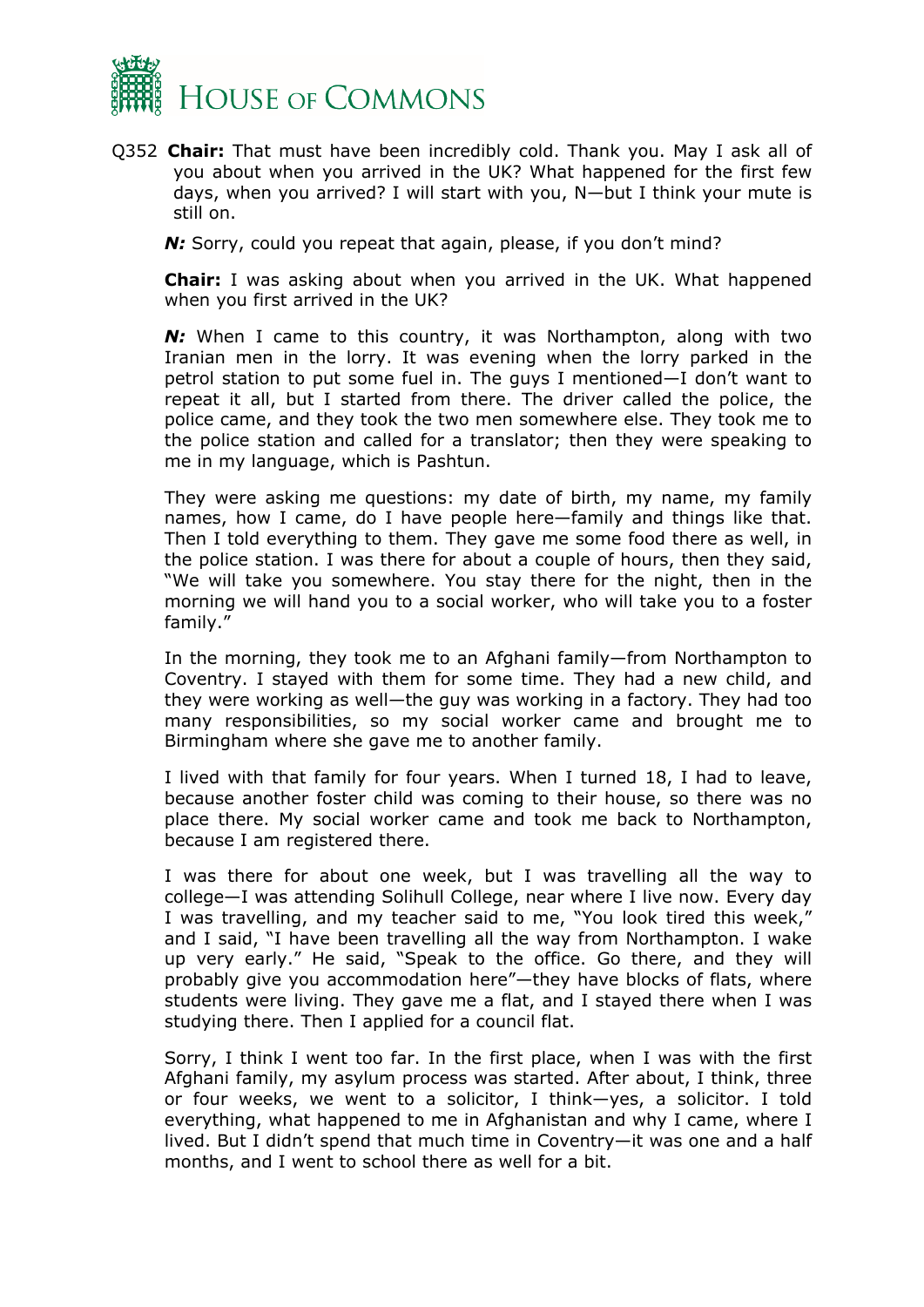Q352 **Chair:** That must have been incredibly cold. Thank you. May I ask all of you about when you arrived in the UK? What happened for the first few days, when you arrived? I will start with you, N—but I think your mute is still on.

***N:*** Sorry, could you repeat that again, please, if you don't mind?

**Chair:** I was asking about when you arrived in the UK. What happened when you first arrived in the UK?

***N:*** When I came to this country, it was Northampton, along with two Iranian men in the lorry. It was evening when the lorry parked in the petrol station to put some fuel in. The guys I mentioned—I don't want to repeat it all, but I started from there. The driver called the police, the police came, and they took the two men somewhere else. They took me to the police station and called for a translator; then they were speaking to me in my language, which is Pashtun.

They were asking me questions: my date of birth, my name, my family names, how I came, do I have people here—family and things like that. Then I told everything to them. They gave me some food there as well, in the police station. I was there for about a couple of hours, then they said, "We will take you somewhere. You stay there for the night, then in the morning we will hand you to a social worker, who will take you to a foster family."

In the morning, they took me to an Afghani family—from Northampton to Coventry. I stayed with them for some time. They had a new child, and they were working as well—the guy was working in a factory. They had too many responsibilities, so my social worker came and brought me to Birmingham where she gave me to another family.

I lived with that family for four years. When I turned 18, I had to leave, because another foster child was coming to their house, so there was no place there. My social worker came and took me back to Northampton, because I am registered there.

I was there for about one week, but I was travelling all the way to college—I was attending Solihull College, near where I live now. Every day I was travelling, and my teacher said to me, "You look tired this week," and I said, "I have been travelling all the way from Northampton. I wake up very early." He said, "Speak to the office. Go there, and they will probably give you accommodation here"—they have blocks of flats, where students were living. They gave me a flat, and I stayed there when I was studying there. Then I applied for a council flat.

Sorry, I think I went too far. In the first place, when I was with the first Afghani family, my asylum process was started. After about, I think, three or four weeks, we went to a solicitor, I think—yes, a solicitor. I told everything, what happened to me in Afghanistan and why I came, where I lived. But I didn't spend that much time in Coventry—it was one and a half months, and I went to school there as well for a bit.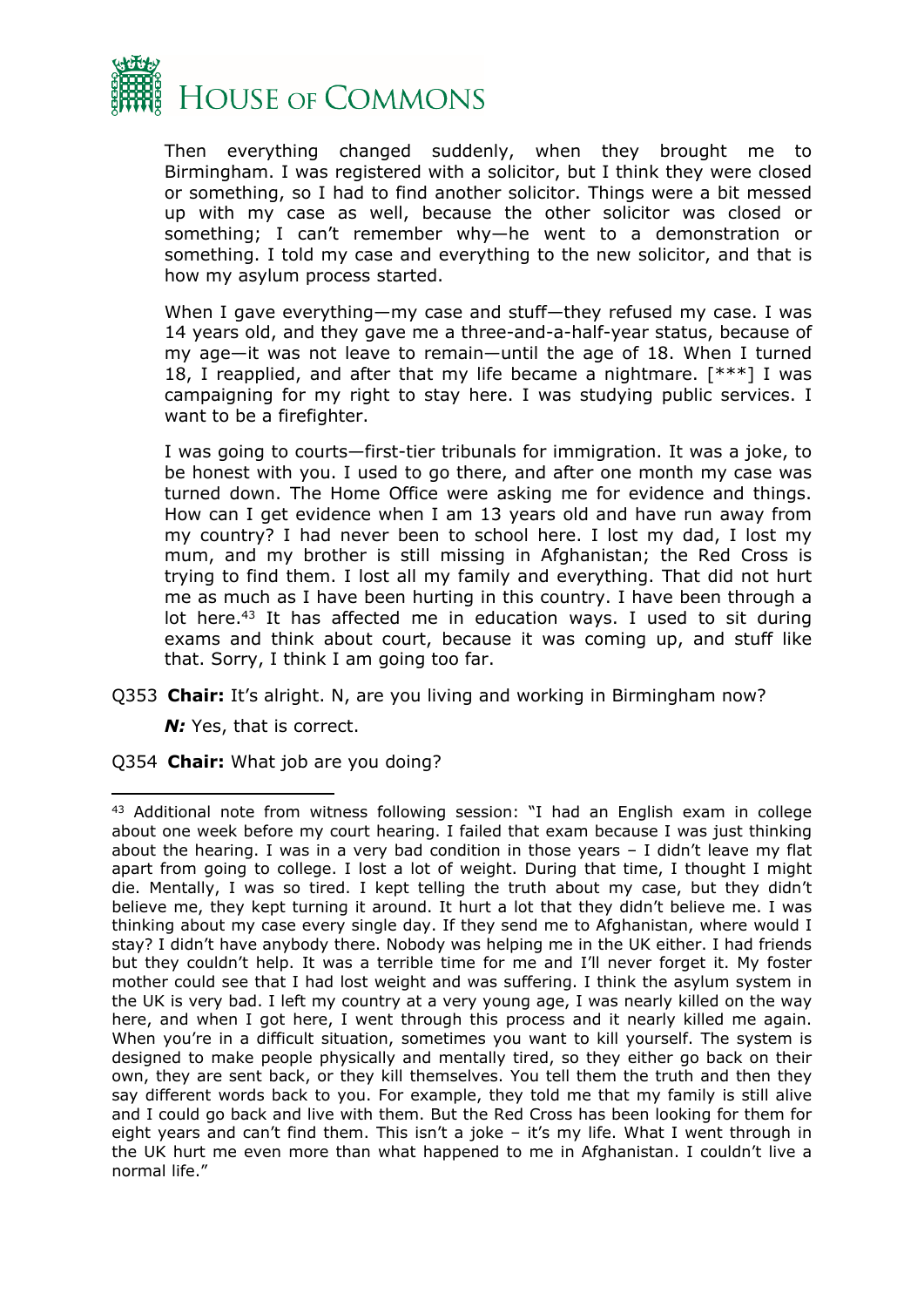Then everything changed suddenly, when they brought me to Birmingham. I was registered with a solicitor, but I think they were closed or something, so I had to find another solicitor. Things were a bit messed up with my case as well, because the other solicitor was closed or something; I can't remember why—he went to a demonstration or something. I told my case and everything to the new solicitor, and that is how my asylum process started.

When I gave everything—my case and stuff—they refused my case. I was 14 years old, and they gave me a three-and-a-half-year status, because of my age—it was not leave to remain—until the age of 18. When I turned 18, I reapplied, and after that my life became a nightmare. [***] I was campaigning for my right to stay here. I was studying public services. I want to be a firefighter.

I was going to courts—first-tier tribunals for immigration. It was a joke, to be honest with you. I used to go there, and after one month my case was turned down. The Home Office were asking me for evidence and things. How can I get evidence when I am 13 years old and have run away from my country? I had never been to school here. I lost my dad, I lost my mum, and my brother is still missing in Afghanistan; the Red Cross is trying to find them. I lost all my family and everything. That did not hurt me as much as I have been hurting in this country. I have been through a lot here.[43] It has affected me in education ways. I used to sit during exams and think about court, because it was coming up, and stuff like that. Sorry, I think I am going too far.

Q353 **Chair:** It's alright. N, are you living and working in Birmingham now?

***N:*** Yes, that is correct.

Q354 **Chair:** What job are you doing?

---

[43] Additional note from witness following session: "I had an English exam in college about one week before my court hearing. I failed that exam because I was just thinking about the hearing. I was in a very bad condition in those years – I didn't leave my flat apart from going to college. I lost a lot of weight. During that time, I thought I might die. Mentally, I was so tired. I kept telling the truth about my case, but they didn't believe me, they kept turning it around. It hurt a lot that they didn't believe me. I was thinking about my case every single day. If they send me to Afghanistan, where would I stay? I didn't have anybody there. Nobody was helping me in the UK either. I had friends but they couldn't help. It was a terrible time for me and I'll never forget it. My foster mother could see that I had lost weight and was suffering. I think the asylum system in the UK is very bad. I left my country at a very young age, I was nearly killed on the way here, and when I got here, I went through this process and it nearly killed me again. When you're in a difficult situation, sometimes you want to kill yourself. The system is designed to make people physically and mentally tired, so they either go back on their own, they are sent back, or they kill themselves. You tell them the truth and then they say different words back to you. For example, they told me that my family is still alive and I could go back and live with them. But the Red Cross has been looking for them for eight years and can't find them. This isn't a joke – it's my life. What I went through in the UK hurt me even more than what happened to me in Afghanistan. I couldn't live a normal life."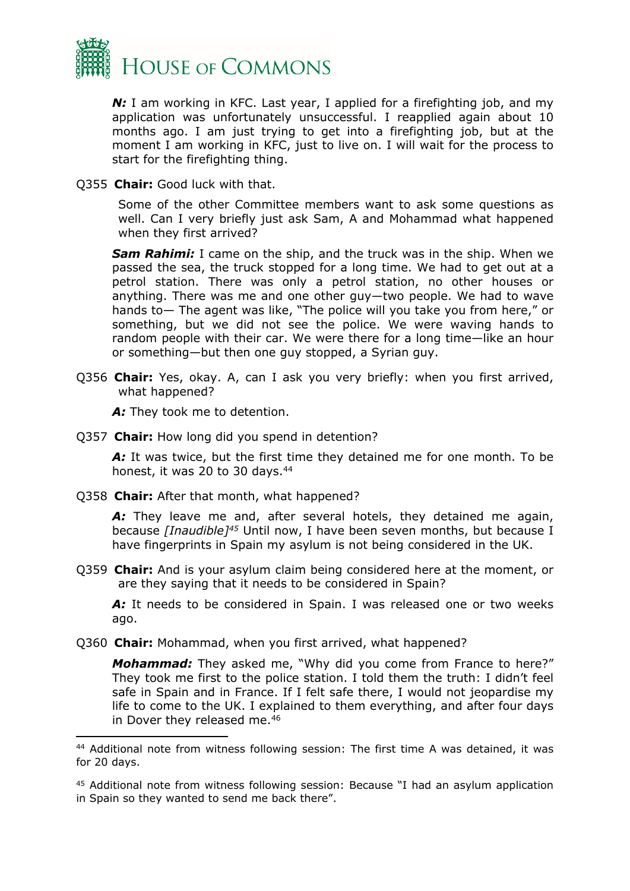***N:*** I am working in KFC. Last year, I applied for a firefighting job, and my application was unfortunately unsuccessful. I reapplied again about 10 months ago. I am just trying to get into a firefighting job, but at the moment I am working in KFC, just to live on. I will wait for the process to start for the firefighting thing.

Q355 **Chair:** Good luck with that.

Some of the other Committee members want to ask some questions as well. Can I very briefly just ask Sam, A and Mohammad what happened when they first arrived?

***Sam Rahimi:*** I came on the ship, and the truck was in the ship. When we passed the sea, the truck stopped for a long time. We had to get out at a petrol station. There was only a petrol station, no other houses or anything. There was me and one other guy—two people. We had to wave hands to— The agent was like, "The police will you take you from here," or something, but we did not see the police. We were waving hands to random people with their car. We were there for a long time—like an hour or something—but then one guy stopped, a Syrian guy.

Q356 **Chair:** Yes, okay. A, can I ask you very briefly: when you first arrived, what happened?

***A:*** They took me to detention.

Q357 **Chair:** How long did you spend in detention?

***A:*** It was twice, but the first time they detained me for one month. To be honest, it was 20 to 30 days.[44]

Q358 **Chair:** After that month, what happened?

***A:*** They leave me and, after several hotels, they detained me again, because *[Inaudible]*[45] Until now, I have been seven months, but because I have fingerprints in Spain my asylum is not being considered in the UK.

Q359 **Chair:** And is your asylum claim being considered here at the moment, or are they saying that it needs to be considered in Spain?

***A:*** It needs to be considered in Spain. I was released one or two weeks ago.

Q360 **Chair:** Mohammad, when you first arrived, what happened?

***Mohammad:*** They asked me, "Why did you come from France to here?" They took me first to the police station. I told them the truth: I didn't feel safe in Spain and in France. If I felt safe there, I would not jeopardise my life to come to the UK. I explained to them everything, and after four days in Dover they released me.[46]

---

[44] Additional note from witness following session: The first time A was detained, it was for 20 days.

[45] Additional note from witness following session: Because "I had an asylum application in Spain so they wanted to send me back there".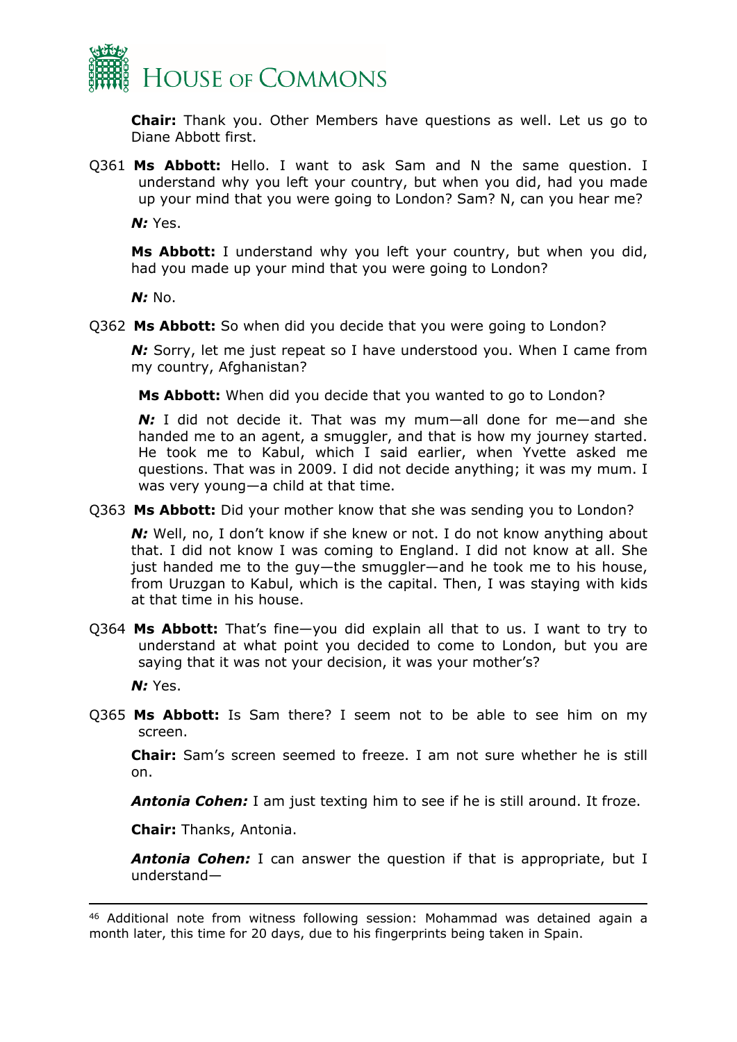**Chair:** Thank you. Other Members have questions as well. Let us go to Diane Abbott first.

Q361 **Ms Abbott:** Hello. I want to ask Sam and N the same question. I understand why you left your country, but when you did, had you made up your mind that you were going to London? Sam? N, can you hear me?

***N:*** Yes.

**Ms Abbott:** I understand why you left your country, but when you did, had you made up your mind that you were going to London?

***N:*** No.

Q362 **Ms Abbott:** So when did you decide that you were going to London?

***N:*** Sorry, let me just repeat so I have understood you. When I came from my country, Afghanistan?

**Ms Abbott:** When did you decide that you wanted to go to London?

***N:*** I did not decide it. That was my mum—all done for me—and she handed me to an agent, a smuggler, and that is how my journey started. He took me to Kabul, which I said earlier, when Yvette asked me questions. That was in 2009. I did not decide anything; it was my mum. I was very young—a child at that time.

Q363 **Ms Abbott:** Did your mother know that she was sending you to London?

***N:*** Well, no, I don't know if she knew or not. I do not know anything about that. I did not know I was coming to England. I did not know at all. She just handed me to the guy—the smuggler—and he took me to his house, from Uruzgan to Kabul, which is the capital. Then, I was staying with kids at that time in his house.

Q364 **Ms Abbott:** That's fine—you did explain all that to us. I want to try to understand at what point you decided to come to London, but you are saying that it was not your decision, it was your mother's?

***N:*** Yes.

Q365 **Ms Abbott:** Is Sam there? I seem not to be able to see him on my screen.

**Chair:** Sam's screen seemed to freeze. I am not sure whether he is still on.

***Antonia Cohen:*** I am just texting him to see if he is still around. It froze.

**Chair:** Thanks, Antonia.

***Antonia Cohen:*** I can answer the question if that is appropriate, but I understand—

---

[46] Additional note from witness following session: Mohammad was detained again a month later, this time for 20 days, due to his fingerprints being taken in Spain.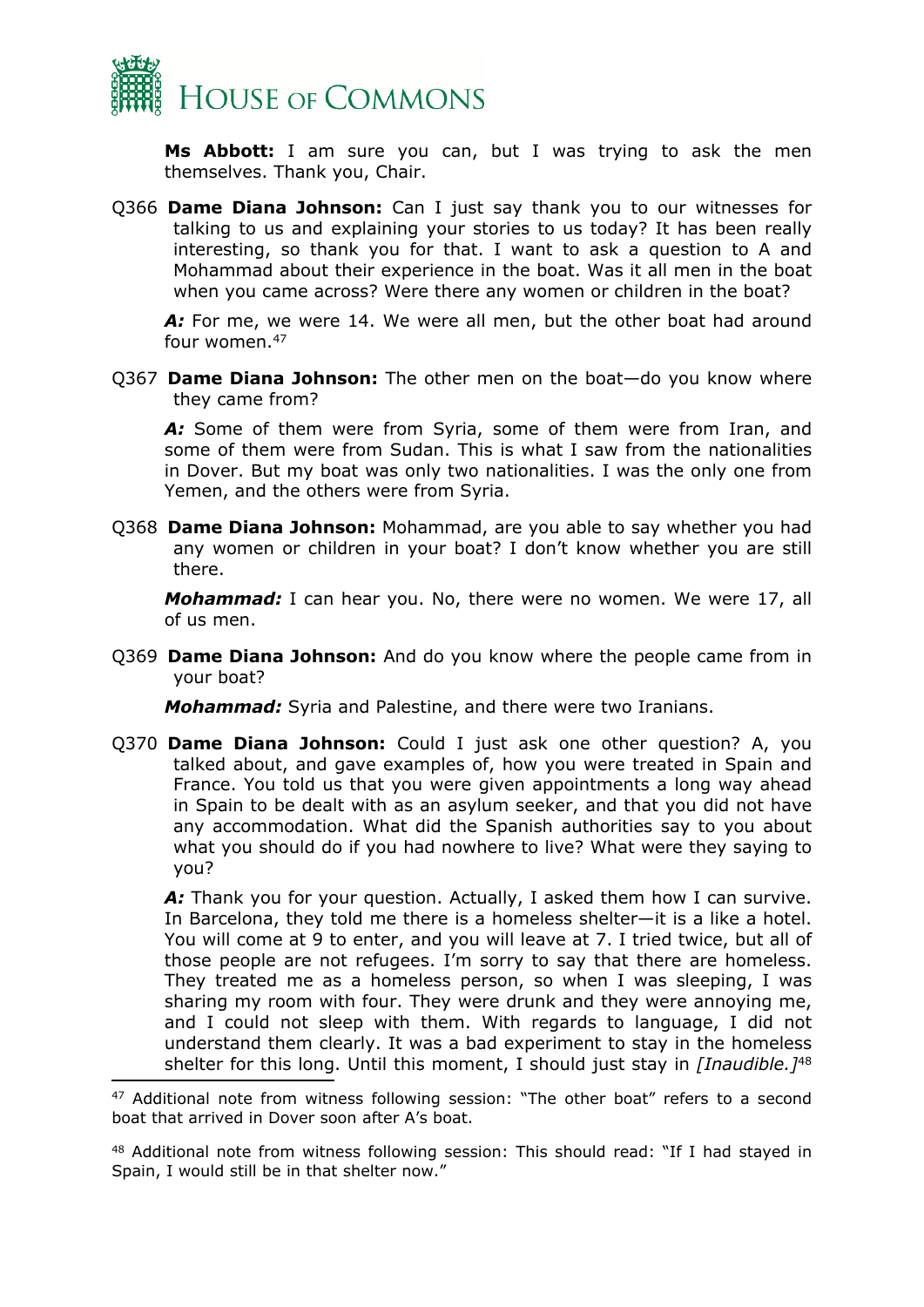**Ms Abbott:** I am sure you can, but I was trying to ask the men themselves. Thank you, Chair.

Q366 **Dame Diana Johnson:** Can I just say thank you to our witnesses for talking to us and explaining your stories to us today? It has been really interesting, so thank you for that. I want to ask a question to A and Mohammad about their experience in the boat. Was it all men in the boat when you came across? Were there any women or children in the boat?

***A:*** For me, we were 14. We were all men, but the other boat had around four women.[47]

Q367 **Dame Diana Johnson:** The other men on the boat—do you know where they came from?

***A:*** Some of them were from Syria, some of them were from Iran, and some of them were from Sudan. This is what I saw from the nationalities in Dover. But my boat was only two nationalities. I was the only one from Yemen, and the others were from Syria.

Q368 **Dame Diana Johnson:** Mohammad, are you able to say whether you had any women or children in your boat? I don't know whether you are still there.

***Mohammad:*** I can hear you. No, there were no women. We were 17, all of us men.

Q369 **Dame Diana Johnson:** And do you know where the people came from in your boat?

***Mohammad:*** Syria and Palestine, and there were two Iranians.

Q370 **Dame Diana Johnson:** Could I just ask one other question? A, you talked about, and gave examples of, how you were treated in Spain and France. You told us that you were given appointments a long way ahead in Spain to be dealt with as an asylum seeker, and that you did not have any accommodation. What did the Spanish authorities say to you about what you should do if you had nowhere to live? What were they saying to you?

***A:*** Thank you for your question. Actually, I asked them how I can survive. In Barcelona, they told me there is a homeless shelter—it is a like a hotel. You will come at 9 to enter, and you will leave at 7. I tried twice, but all of those people are not refugees. I'm sorry to say that there are homeless. They treated me as a homeless person, so when I was sleeping, I was sharing my room with four. They were drunk and they were annoying me, and I could not sleep with them. With regards to language, I did not understand them clearly. It was a bad experiment to stay in the homeless shelter for this long. Until this moment, I should just stay in *[Inaudible.]*[48]

---

[47] Additional note from witness following session: "The other boat" refers to a second boat that arrived in Dover soon after A's boat.

[48] Additional note from witness following session: This should read: "If I had stayed in Spain, I would still be in that shelter now."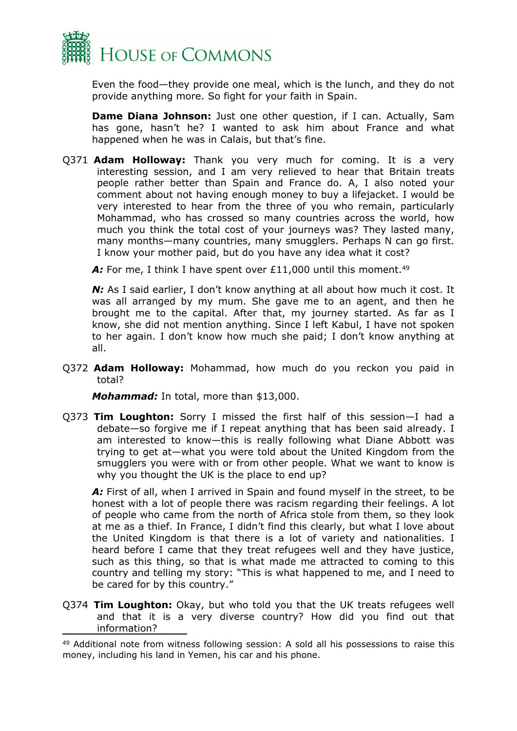Even the food—they provide one meal, which is the lunch, and they do not provide anything more. So fight for your faith in Spain.

**Dame Diana Johnson:** Just one other question, if I can. Actually, Sam has gone, hasn't he? I wanted to ask him about France and what happened when he was in Calais, but that's fine.

Q371 **Adam Holloway:** Thank you very much for coming. It is a very interesting session, and I am very relieved to hear that Britain treats people rather better than Spain and France do. A, I also noted your comment about not having enough money to buy a lifejacket. I would be very interested to hear from the three of you who remain, particularly Mohammad, who has crossed so many countries across the world, how much you think the total cost of your journeys was? They lasted many, many months—many countries, many smugglers. Perhaps N can go first. I know your mother paid, but do you have any idea what it cost?

***A:*** For me, I think I have spent over £11,000 until this moment.[49]

***N:*** As I said earlier, I don't know anything at all about how much it cost. It was all arranged by my mum. She gave me to an agent, and then he brought me to the capital. After that, my journey started. As far as I know, she did not mention anything. Since I left Kabul, I have not spoken to her again. I don't know how much she paid; I don't know anything at all.

Q372 **Adam Holloway:** Mohammad, how much do you reckon you paid in total?

***Mohammad:*** In total, more than $13,000.

Q373 **Tim Loughton:** Sorry I missed the first half of this session—I had a debate—so forgive me if I repeat anything that has been said already. I am interested to know—this is really following what Diane Abbott was trying to get at—what you were told about the United Kingdom from the smugglers you were with or from other people. What we want to know is why you thought the UK is the place to end up?

***A:*** First of all, when I arrived in Spain and found myself in the street, to be honest with a lot of people there was racism regarding their feelings. A lot of people who came from the north of Africa stole from them, so they look at me as a thief. In France, I didn't find this clearly, but what I love about the United Kingdom is that there is a lot of variety and nationalities. I heard before I came that they treat refugees well and they have justice, such as this thing, so that is what made me attracted to coming to this country and telling my story: "This is what happened to me, and I need to be cared for by this country."

Q374 **Tim Loughton:** Okay, but who told you that the UK treats refugees well and that it is a very diverse country? How did you find out that information?

[49] Additional note from witness following session: A sold all his possessions to raise this money, including his land in Yemen, his car and his phone.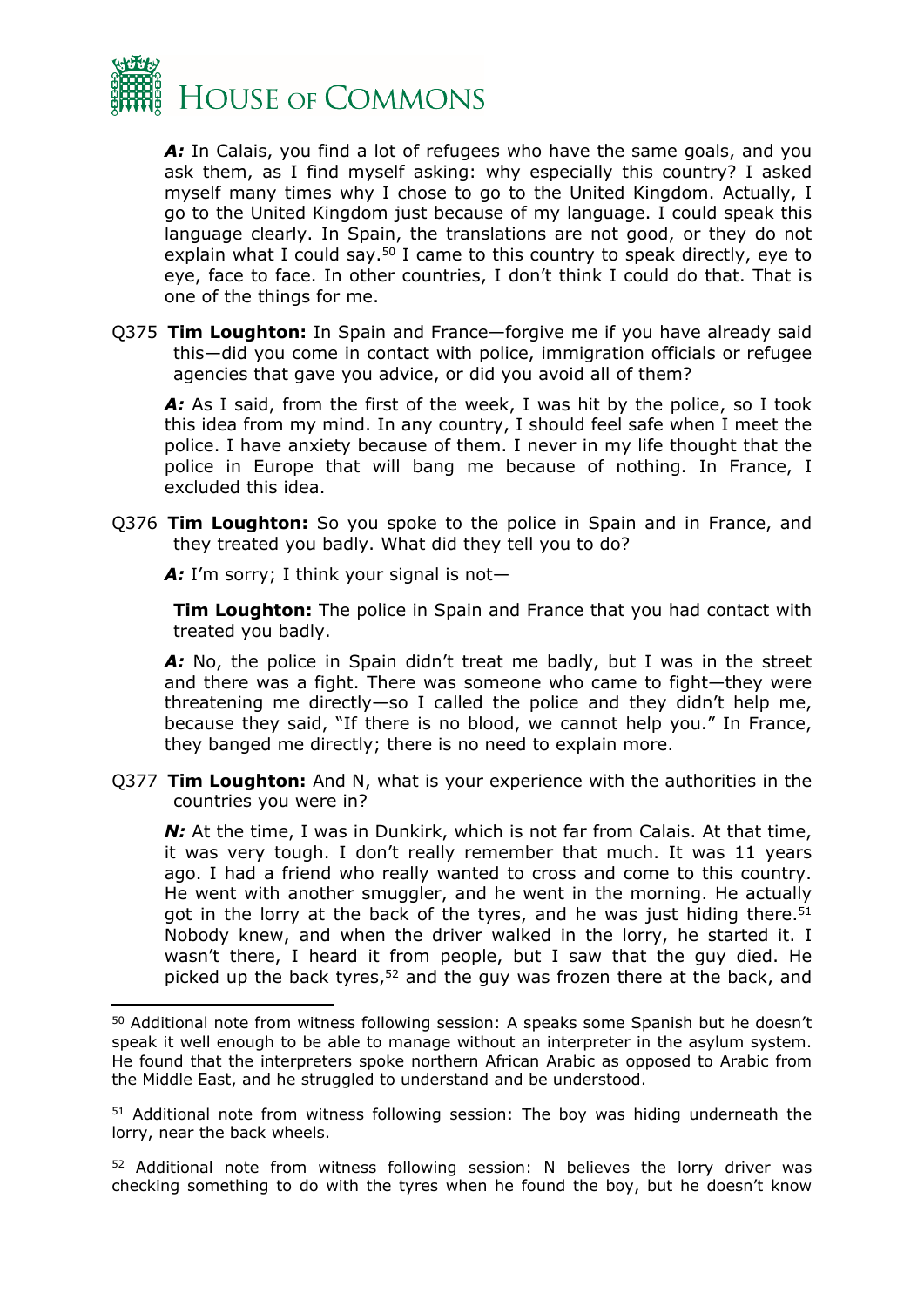***A:*** In Calais, you find a lot of refugees who have the same goals, and you ask them, as I find myself asking: why especially this country? I asked myself many times why I chose to go to the United Kingdom. Actually, I go to the United Kingdom just because of my language. I could speak this language clearly. In Spain, the translations are not good, or they do not explain what I could say.[50] I came to this country to speak directly, eye to eye, face to face. In other countries, I don't think I could do that. That is one of the things for me.

Q375 **Tim Loughton:** In Spain and France—forgive me if you have already said this—did you come in contact with police, immigration officials or refugee agencies that gave you advice, or did you avoid all of them?

***A:*** As I said, from the first of the week, I was hit by the police, so I took this idea from my mind. In any country, I should feel safe when I meet the police. I have anxiety because of them. I never in my life thought that the police in Europe that will bang me because of nothing. In France, I excluded this idea.

Q376 **Tim Loughton:** So you spoke to the police in Spain and in France, and they treated you badly. What did they tell you to do?

***A:*** I'm sorry; I think your signal is not—

**Tim Loughton:** The police in Spain and France that you had contact with treated you badly.

***A:*** No, the police in Spain didn't treat me badly, but I was in the street and there was a fight. There was someone who came to fight—they were threatening me directly—so I called the police and they didn't help me, because they said, "If there is no blood, we cannot help you." In France, they banged me directly; there is no need to explain more.

Q377 **Tim Loughton:** And N, what is your experience with the authorities in the countries you were in?

***N:*** At the time, I was in Dunkirk, which is not far from Calais. At that time, it was very tough. I don't really remember that much. It was 11 years ago. I had a friend who really wanted to cross and come to this country. He went with another smuggler, and he went in the morning. He actually got in the lorry at the back of the tyres, and he was just hiding there.[51] Nobody knew, and when the driver walked in the lorry, he started it. I wasn't there, I heard it from people, but I saw that the guy died. He picked up the back tyres,[52] and the guy was frozen there at the back, and

---

[50] Additional note from witness following session: A speaks some Spanish but he doesn't speak it well enough to be able to manage without an interpreter in the asylum system. He found that the interpreters spoke northern African Arabic as opposed to Arabic from the Middle East, and he struggled to understand and be understood.

[51] Additional note from witness following session: The boy was hiding underneath the lorry, near the back wheels.

[52] Additional note from witness following session: N believes the lorry driver was checking something to do with the tyres when he found the boy, but he doesn't know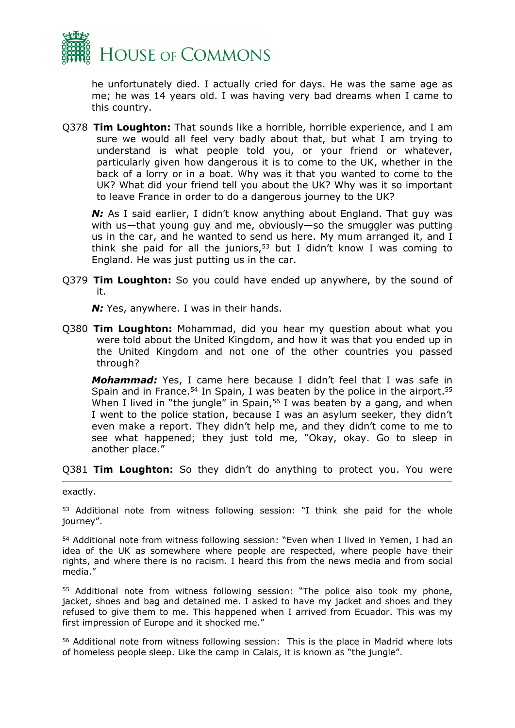he unfortunately died. I actually cried for days. He was the same age as me; he was 14 years old. I was having very bad dreams when I came to this country.

Q378 **Tim Loughton:** That sounds like a horrible, horrible experience, and I am sure we would all feel very badly about that, but what I am trying to understand is what people told you, or your friend or whatever, particularly given how dangerous it is to come to the UK, whether in the back of a lorry or in a boat. Why was it that you wanted to come to the UK? What did your friend tell you about the UK? Why was it so important to leave France in order to do a dangerous journey to the UK?

***N:*** As I said earlier, I didn't know anything about England. That guy was with us—that young guy and me, obviously—so the smuggler was putting us in the car, and he wanted to send us here. My mum arranged it, and I think she paid for all the juniors,[53] but I didn't know I was coming to England. He was just putting us in the car.

Q379 **Tim Loughton:** So you could have ended up anywhere, by the sound of it.

***N:*** Yes, anywhere. I was in their hands.

Q380 **Tim Loughton:** Mohammad, did you hear my question about what you were told about the United Kingdom, and how it was that you ended up in the United Kingdom and not one of the other countries you passed through?

***Mohammad:*** Yes, I came here because I didn't feel that I was safe in Spain and in France.[54] In Spain, I was beaten by the police in the airport.[55] When I lived in "the jungle" in Spain,[56] I was beaten by a gang, and when I went to the police station, because I was an asylum seeker, they didn't even make a report. They didn't help me, and they didn't come to me to see what happened; they just told me, "Okay, okay. Go to sleep in another place."

Q381 **Tim Loughton:** So they didn't do anything to protect you. You were

---

exactly.

[53] Additional note from witness following session: "I think she paid for the whole journey".

[54] Additional note from witness following session: "Even when I lived in Yemen, I had an idea of the UK as somewhere where people are respected, where people have their rights, and where there is no racism. I heard this from the news media and from social media."

[55] Additional note from witness following session: "The police also took my phone, jacket, shoes and bag and detained me. I asked to have my jacket and shoes and they refused to give them to me. This happened when I arrived from Ecuador. This was my first impression of Europe and it shocked me."

[56] Additional note from witness following session: This is the place in Madrid where lots of homeless people sleep. Like the camp in Calais, it is known as "the jungle".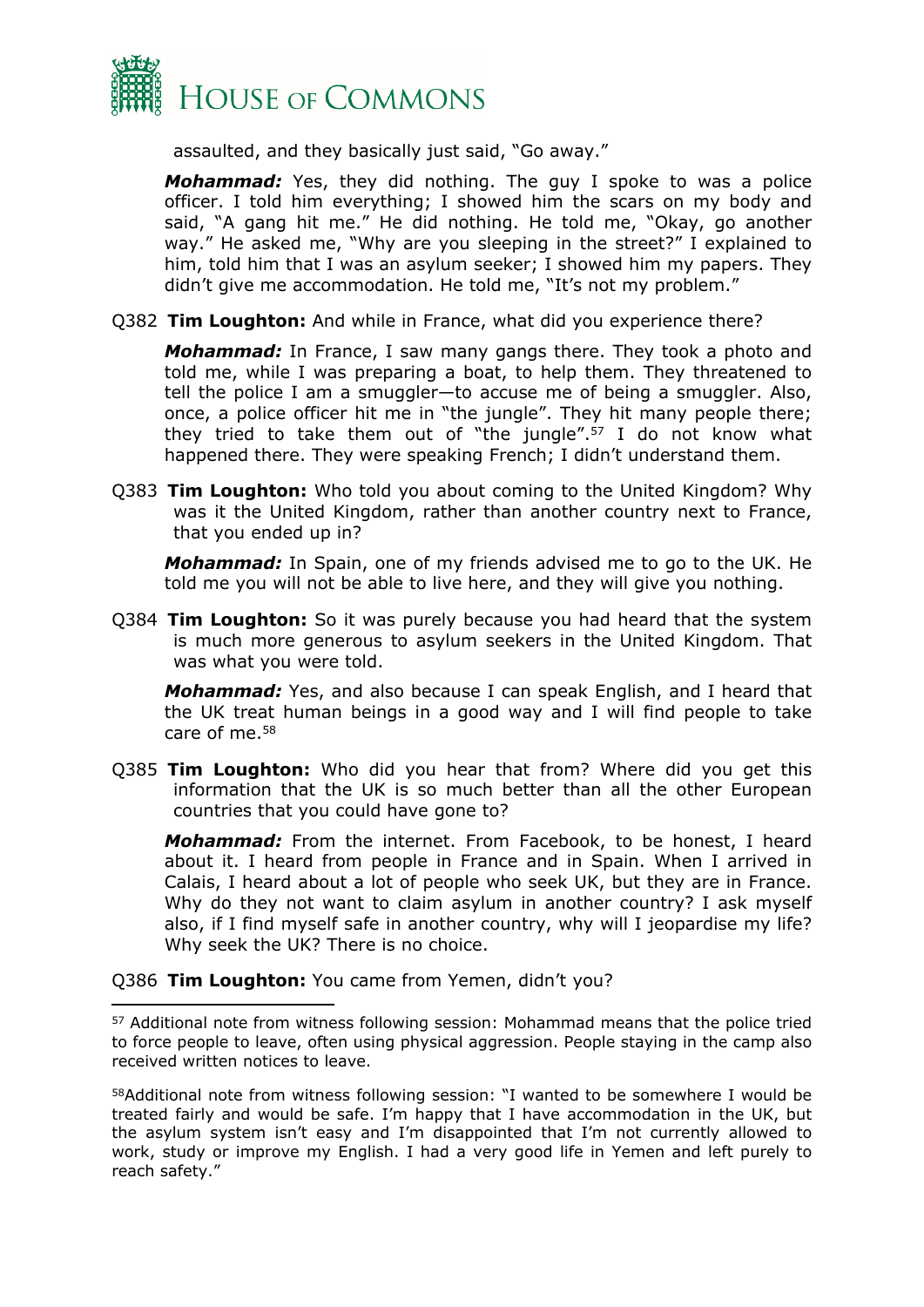assaulted, and they basically just said, "Go away."

***Mohammad:*** Yes, they did nothing. The guy I spoke to was a police officer. I told him everything; I showed him the scars on my body and said, "A gang hit me." He did nothing. He told me, "Okay, go another way." He asked me, "Why are you sleeping in the street?" I explained to him, told him that I was an asylum seeker; I showed him my papers. They didn't give me accommodation. He told me, "It's not my problem."

Q382 **Tim Loughton:** And while in France, what did you experience there?

***Mohammad:*** In France, I saw many gangs there. They took a photo and told me, while I was preparing a boat, to help them. They threatened to tell the police I am a smuggler—to accuse me of being a smuggler. Also, once, a police officer hit me in "the jungle". They hit many people there; they tried to take them out of "the jungle".[57] I do not know what happened there. They were speaking French; I didn't understand them.

Q383 **Tim Loughton:** Who told you about coming to the United Kingdom? Why was it the United Kingdom, rather than another country next to France, that you ended up in?

***Mohammad:*** In Spain, one of my friends advised me to go to the UK. He told me you will not be able to live here, and they will give you nothing.

Q384 **Tim Loughton:** So it was purely because you had heard that the system is much more generous to asylum seekers in the United Kingdom. That was what you were told.

***Mohammad:*** Yes, and also because I can speak English, and I heard that the UK treat human beings in a good way and I will find people to take care of me.[58]

Q385 **Tim Loughton:** Who did you hear that from? Where did you get this information that the UK is so much better than all the other European countries that you could have gone to?

***Mohammad:*** From the internet. From Facebook, to be honest, I heard about it. I heard from people in France and in Spain. When I arrived in Calais, I heard about a lot of people who seek UK, but they are in France. Why do they not want to claim asylum in another country? I ask myself also, if I find myself safe in another country, why will I jeopardise my life? Why seek the UK? There is no choice.

Q386 **Tim Loughton:** You came from Yemen, didn't you?

---

[57] Additional note from witness following session: Mohammad means that the police tried to force people to leave, often using physical aggression. People staying in the camp also received written notices to leave.

[58] Additional note from witness following session: "I wanted to be somewhere I would be treated fairly and would be safe. I'm happy that I have accommodation in the UK, but the asylum system isn't easy and I'm disappointed that I'm not currently allowed to work, study or improve my English. I had a very good life in Yemen and left purely to reach safety."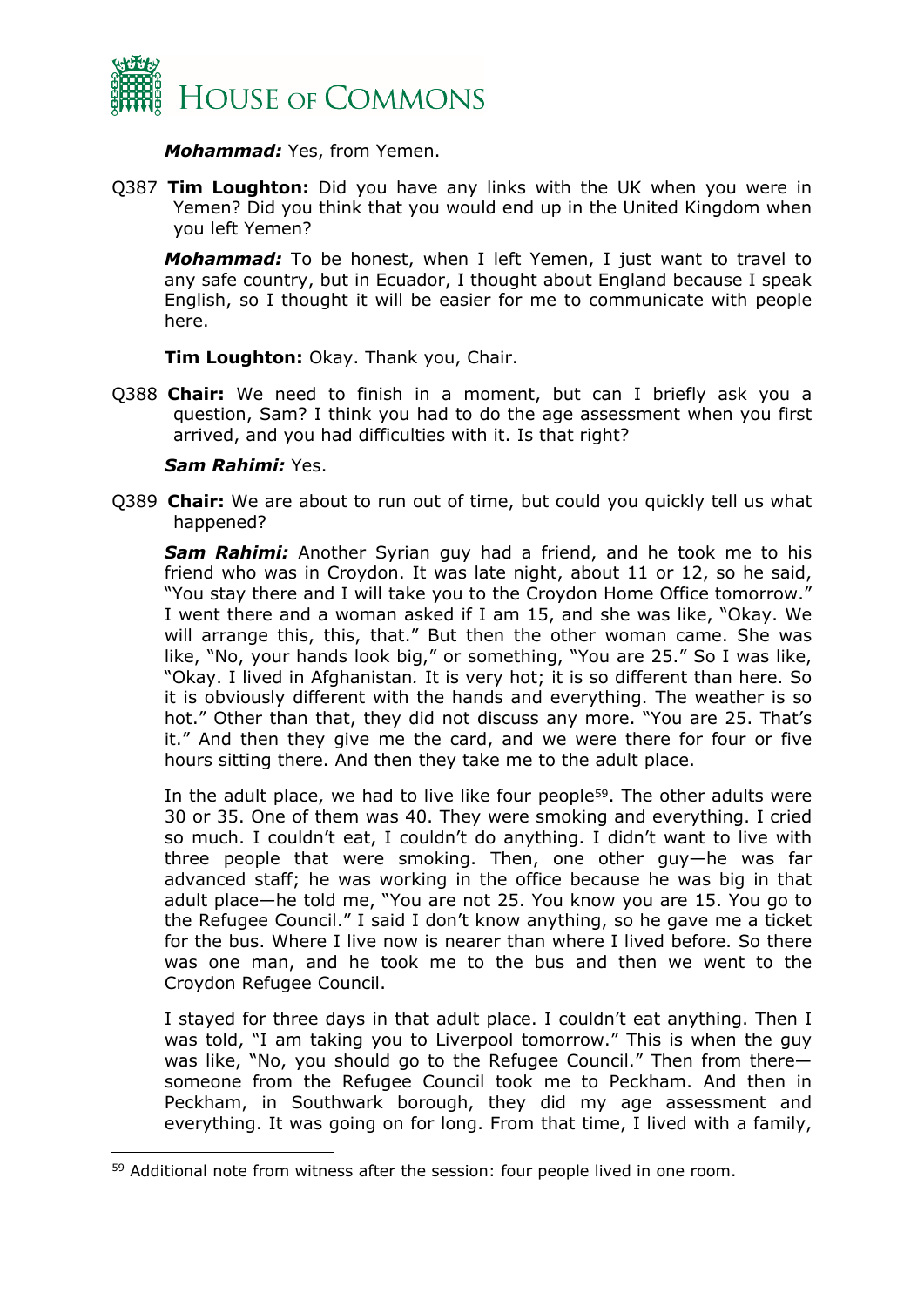***Mohammad:*** Yes, from Yemen.

Q387 **Tim Loughton:** Did you have any links with the UK when you were in Yemen? Did you think that you would end up in the United Kingdom when you left Yemen?

***Mohammad:*** To be honest, when I left Yemen, I just want to travel to any safe country, but in Ecuador, I thought about England because I speak English, so I thought it will be easier for me to communicate with people here.

**Tim Loughton:** Okay. Thank you, Chair.

Q388 **Chair:** We need to finish in a moment, but can I briefly ask you a question, Sam? I think you had to do the age assessment when you first arrived, and you had difficulties with it. Is that right?

***Sam Rahimi:*** Yes.

Q389 **Chair:** We are about to run out of time, but could you quickly tell us what happened?

***Sam Rahimi:*** Another Syrian guy had a friend, and he took me to his friend who was in Croydon. It was late night, about 11 or 12, so he said, "You stay there and I will take you to the Croydon Home Office tomorrow." I went there and a woman asked if I am 15, and she was like, "Okay. We will arrange this, this, that." But then the other woman came. She was like, "No, your hands look big," or something, "You are 25." So I was like, "Okay. I lived in Afghanistan. It is very hot; it is so different than here. So it is obviously different with the hands and everything. The weather is so hot." Other than that, they did not discuss any more. "You are 25. That's it." And then they give me the card, and we were there for four or five hours sitting there. And then they take me to the adult place.

In the adult place, we had to live like four people[59]. The other adults were 30 or 35. One of them was 40. They were smoking and everything. I cried so much. I couldn't eat, I couldn't do anything. I didn't want to live with three people that were smoking. Then, one other guy—he was far advanced staff; he was working in the office because he was big in that adult place—he told me, "You are not 25. You know you are 15. You go to the Refugee Council." I said I don't know anything, so he gave me a ticket for the bus. Where I live now is nearer than where I lived before. So there was one man, and he took me to the bus and then we went to the Croydon Refugee Council.

I stayed for three days in that adult place. I couldn't eat anything. Then I was told, "I am taking you to Liverpool tomorrow." This is when the guy was like, "No, you should go to the Refugee Council." Then from there—someone from the Refugee Council took me to Peckham. And then in Peckham, in Southwark borough, they did my age assessment and everything. It was going on for long. From that time, I lived with a family,

---

[59] Additional note from witness after the session: four people lived in one room.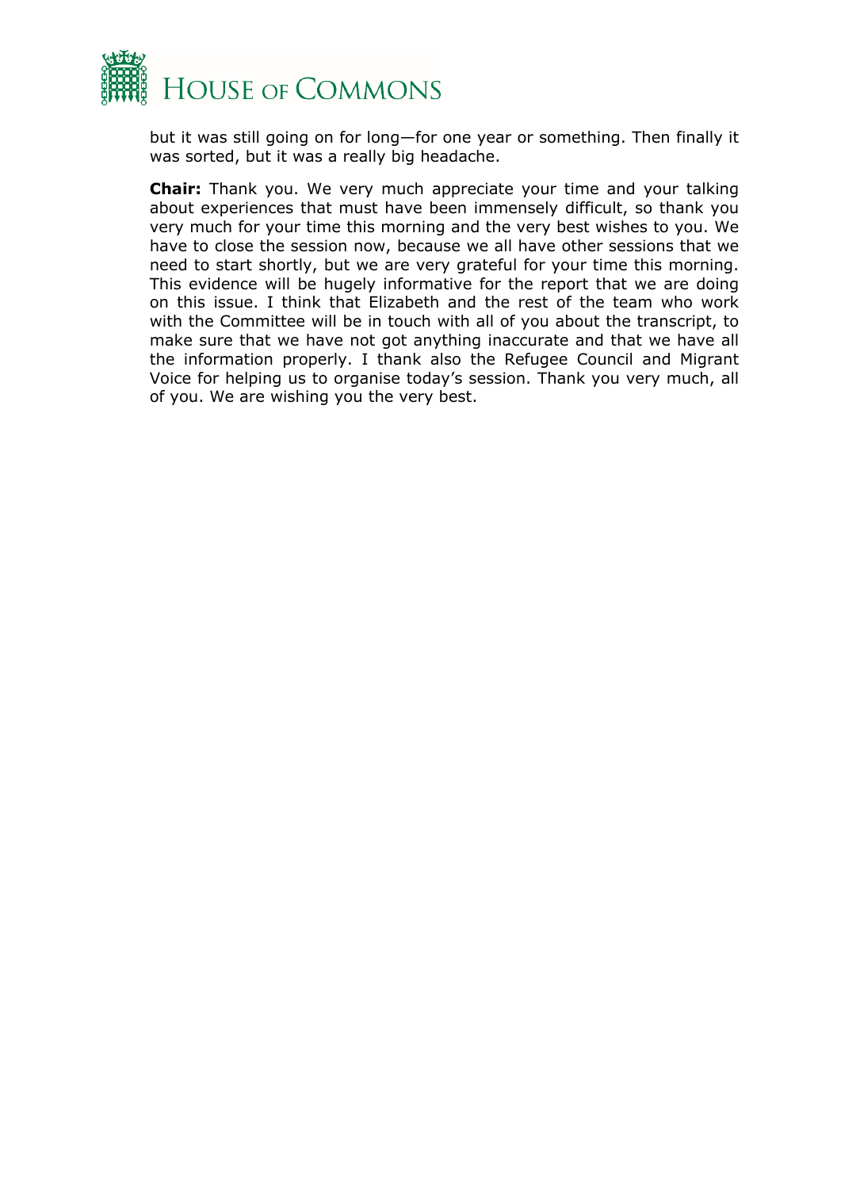but it was still going on for long—for one year or something. Then finally it was sorted, but it was a really big headache.

**Chair:** Thank you. We very much appreciate your time and your talking about experiences that must have been immensely difficult, so thank you very much for your time this morning and the very best wishes to you. We have to close the session now, because we all have other sessions that we need to start shortly, but we are very grateful for your time this morning. This evidence will be hugely informative for the report that we are doing on this issue. I think that Elizabeth and the rest of the team who work with the Committee will be in touch with all of you about the transcript, to make sure that we have not got anything inaccurate and that we have all the information properly. I thank also the Refugee Council and Migrant Voice for helping us to organise today's session. Thank you very much, all of you. We are wishing you the very best.